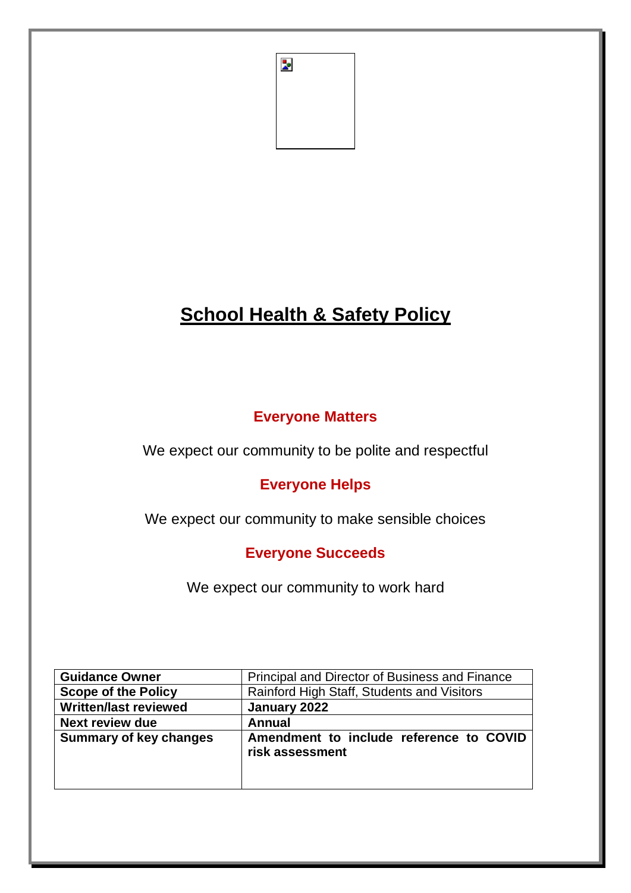# School Health & Safety Policy

**Everyone Matters**

We expect our community to be polite and respectful

**Everyone Helps**

We expect our community to make sensible choices

**Everyone Succeeds**

We expect our community to work hard

| **Guidance Owner** | Principal and Director of Business and Finance |
|---|---|
| **Scope of the Policy** | Rainford High Staff, Students and Visitors |
| **Written/last reviewed** | **January 2022** |
| **Next review due** | **Annual** |
| **Summary of key changes** | **Amendment to include reference to COVID risk assessment** |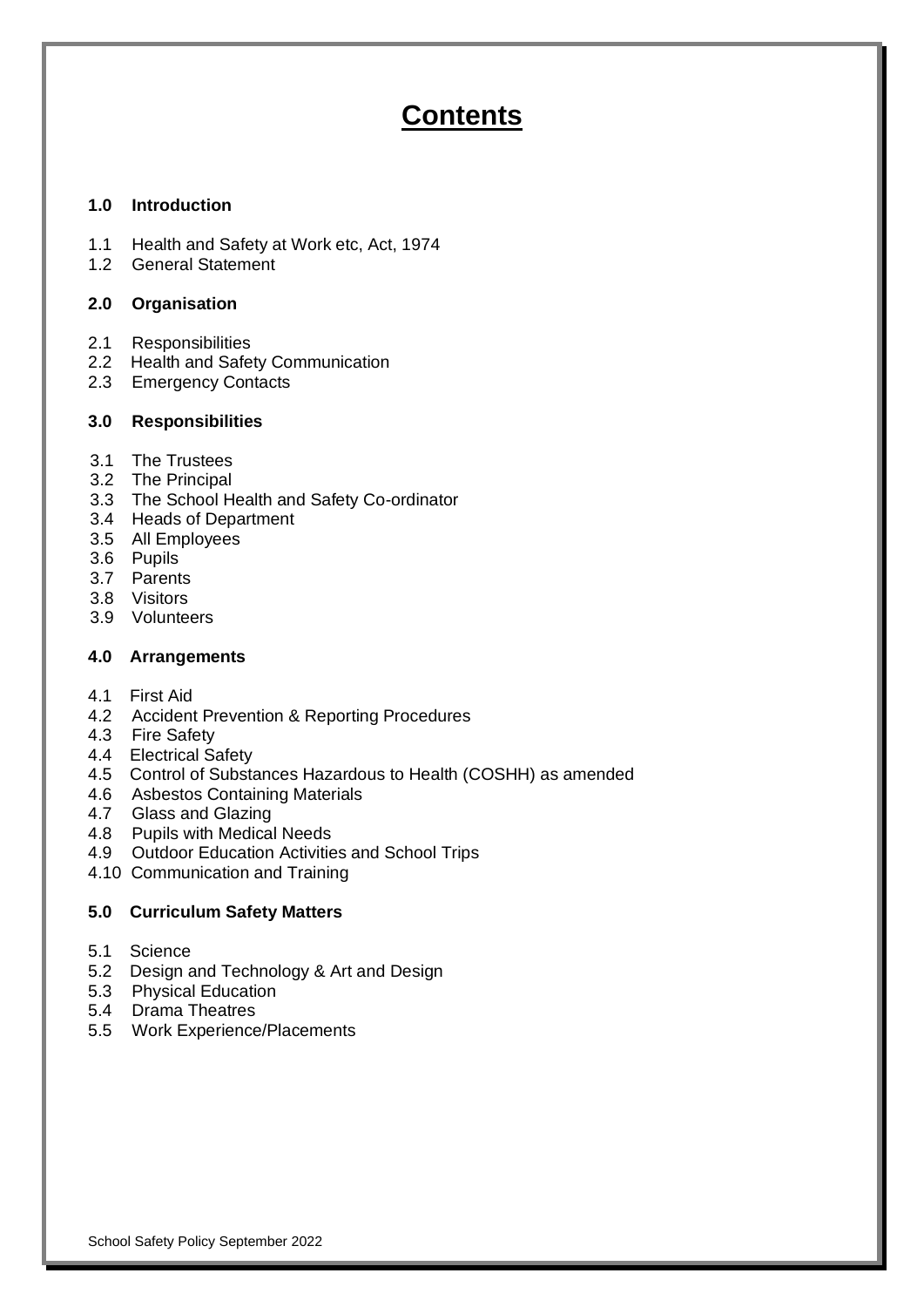# Contents

**1.0 Introduction**

1.1 Health and Safety at Work etc, Act, 1974
1.2 General Statement

**2.0 Organisation**

2.1 Responsibilities
2.2 Health and Safety Communication
2.3 Emergency Contacts

**3.0 Responsibilities**

3.1 The Trustees
3.2 The Principal
3.3 The School Health and Safety Co-ordinator
3.4 Heads of Department
3.5 All Employees
3.6 Pupils
3.7 Parents
3.8 Visitors
3.9 Volunteers

**4.0 Arrangements**

4.1 First Aid
4.2 Accident Prevention & Reporting Procedures
4.3 Fire Safety
4.4 Electrical Safety
4.5 Control of Substances Hazardous to Health (COSHH) as amended
4.6 Asbestos Containing Materials
4.7 Glass and Glazing
4.8 Pupils with Medical Needs
4.9 Outdoor Education Activities and School Trips
4.10 Communication and Training

**5.0 Curriculum Safety Matters**

5.1 Science
5.2 Design and Technology & Art and Design
5.3 Physical Education
5.4 Drama Theatres
5.5 Work Experience/Placements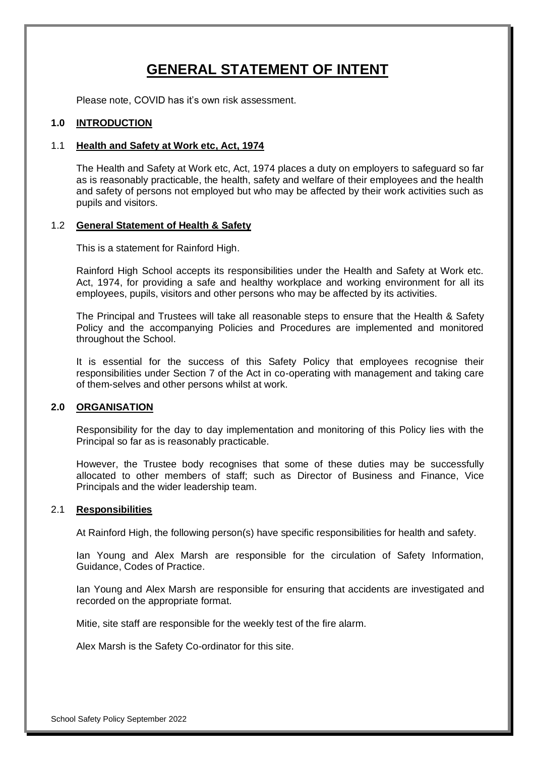# GENERAL STATEMENT OF INTENT

Please note, COVID has it's own risk assessment.

## 1.0 INTRODUCTION

### 1.1 Health and Safety at Work etc, Act, 1974

The Health and Safety at Work etc, Act, 1974 places a duty on employers to safeguard so far as is reasonably practicable, the health, safety and welfare of their employees and the health and safety of persons not employed but who may be affected by their work activities such as pupils and visitors.

### 1.2 General Statement of Health & Safety

This is a statement for Rainford High.

Rainford High School accepts its responsibilities under the Health and Safety at Work etc. Act, 1974, for providing a safe and healthy workplace and working environment for all its employees, pupils, visitors and other persons who may be affected by its activities.

The Principal and Trustees will take all reasonable steps to ensure that the Health & Safety Policy and the accompanying Policies and Procedures are implemented and monitored throughout the School.

It is essential for the success of this Safety Policy that employees recognise their responsibilities under Section 7 of the Act in co-operating with management and taking care of them-selves and other persons whilst at work.

## 2.0 ORGANISATION

Responsibility for the day to day implementation and monitoring of this Policy lies with the Principal so far as is reasonably practicable.

However, the Trustee body recognises that some of these duties may be successfully allocated to other members of staff; such as Director of Business and Finance, Vice Principals and the wider leadership team.

### 2.1 Responsibilities

At Rainford High, the following person(s) have specific responsibilities for health and safety.

Ian Young and Alex Marsh are responsible for the circulation of Safety Information, Guidance, Codes of Practice.

Ian Young and Alex Marsh are responsible for ensuring that accidents are investigated and recorded on the appropriate format.

Mitie, site staff are responsible for the weekly test of the fire alarm.

Alex Marsh is the Safety Co-ordinator for this site.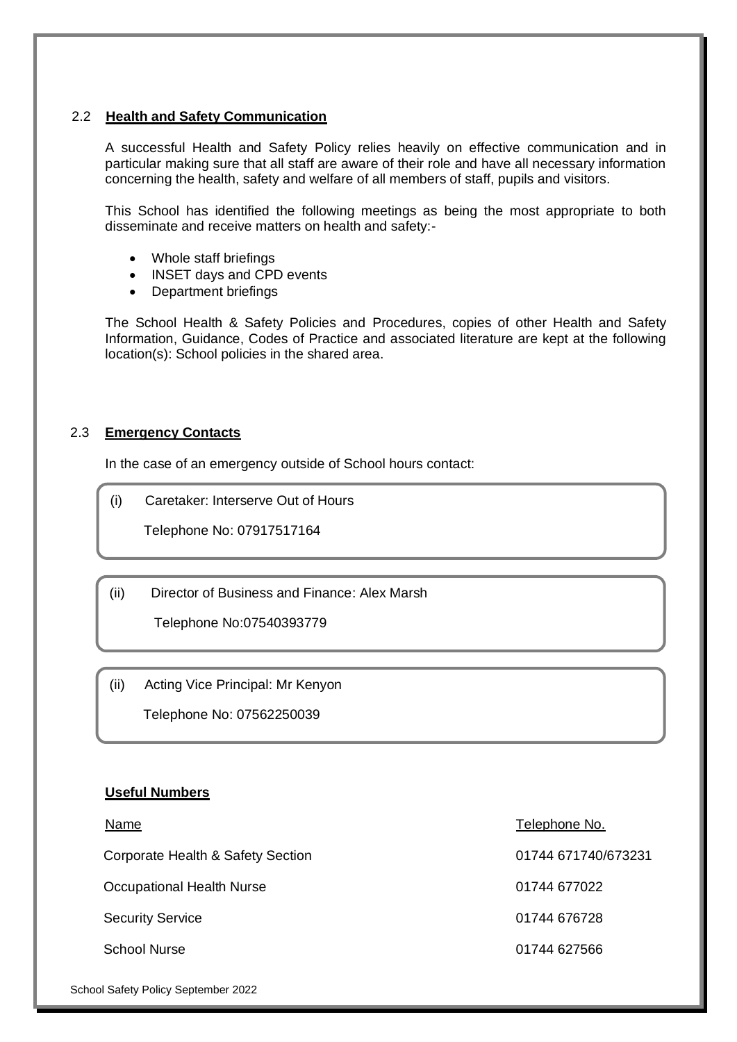## 2.2 **Health and Safety Communication**

A successful Health and Safety Policy relies heavily on effective communication and in particular making sure that all staff are aware of their role and have all necessary information concerning the health, safety and welfare of all members of staff, pupils and visitors.

This School has identified the following meetings as being the most appropriate to both disseminate and receive matters on health and safety:-

- Whole staff briefings
- INSET days and CPD events
- Department briefings

The School Health & Safety Policies and Procedures, copies of other Health and Safety Information, Guidance, Codes of Practice and associated literature are kept at the following location(s): School policies in the shared area.

## 2.3 **Emergency Contacts**

In the case of an emergency outside of School hours contact:

(i) Caretaker: Interserve Out of Hours

Telephone No: 07917517164

(ii) Director of Business and Finance: Alex Marsh

Telephone No:07540393779

(ii) Acting Vice Principal: Mr Kenyon

Telephone No: 07562250039

### **Useful Numbers**

| Name | Telephone No. |
| --- | --- |
| Corporate Health & Safety Section | 01744 671740/673231 |
| Occupational Health Nurse | 01744 677022 |
| Security Service | 01744 676728 |
| School Nurse | 01744 627566 |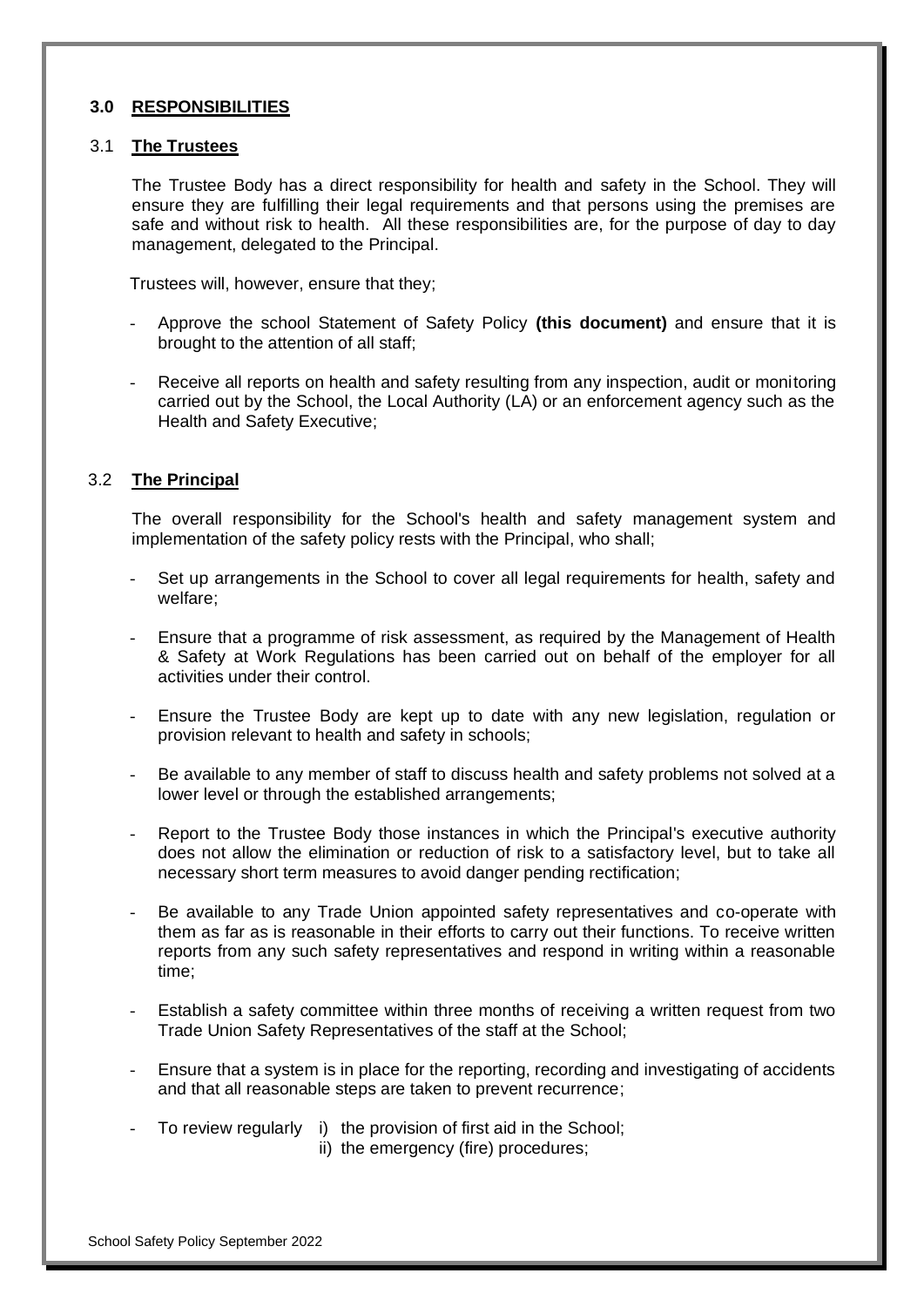## 3.0 RESPONSIBILITIES

### 3.1 The Trustees

The Trustee Body has a direct responsibility for health and safety in the School. They will ensure they are fulfilling their legal requirements and that persons using the premises are safe and without risk to health. All these responsibilities are, for the purpose of day to day management, delegated to the Principal.

Trustees will, however, ensure that they;

- Approve the school Statement of Safety Policy **(this document)** and ensure that it is brought to the attention of all staff;
- Receive all reports on health and safety resulting from any inspection, audit or monitoring carried out by the School, the Local Authority (LA) or an enforcement agency such as the Health and Safety Executive;

### 3.2 The Principal

The overall responsibility for the School's health and safety management system and implementation of the safety policy rests with the Principal, who shall;

- Set up arrangements in the School to cover all legal requirements for health, safety and welfare;
- Ensure that a programme of risk assessment, as required by the Management of Health & Safety at Work Regulations has been carried out on behalf of the employer for all activities under their control.
- Ensure the Trustee Body are kept up to date with any new legislation, regulation or provision relevant to health and safety in schools;
- Be available to any member of staff to discuss health and safety problems not solved at a lower level or through the established arrangements;
- Report to the Trustee Body those instances in which the Principal's executive authority does not allow the elimination or reduction of risk to a satisfactory level, but to take all necessary short term measures to avoid danger pending rectification;
- Be available to any Trade Union appointed safety representatives and co-operate with them as far as is reasonable in their efforts to carry out their functions. To receive written reports from any such safety representatives and respond in writing within a reasonable time;
- Establish a safety committee within three months of receiving a written request from two Trade Union Safety Representatives of the staff at the School;
- Ensure that a system is in place for the reporting, recording and investigating of accidents and that all reasonable steps are taken to prevent recurrence;
- To review regularly
  - i) the provision of first aid in the School;
  - ii) the emergency (fire) procedures;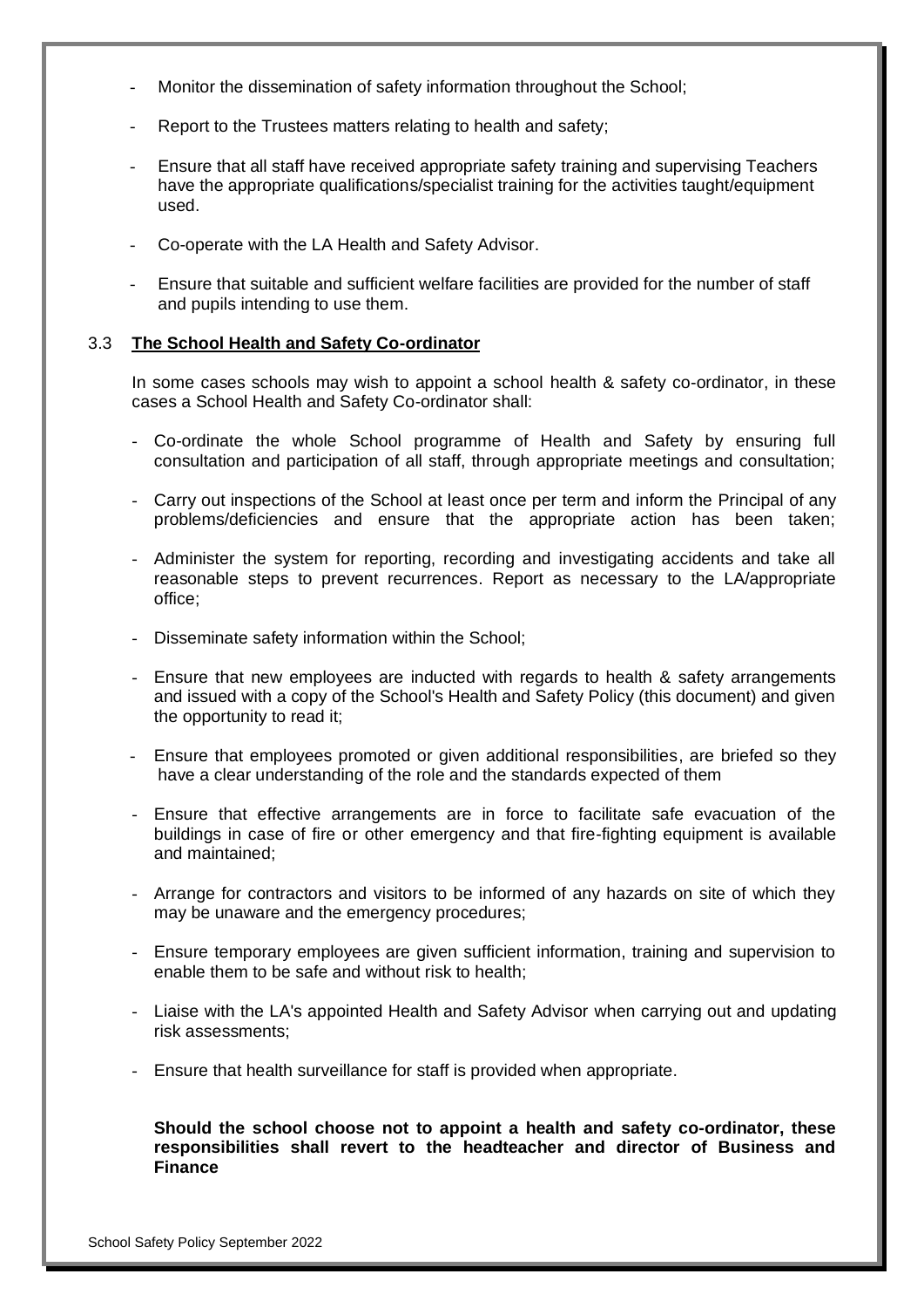- Monitor the dissemination of safety information throughout the School;
- Report to the Trustees matters relating to health and safety;
- Ensure that all staff have received appropriate safety training and supervising Teachers have the appropriate qualifications/specialist training for the activities taught/equipment used.
- Co-operate with the LA Health and Safety Advisor.
- Ensure that suitable and sufficient welfare facilities are provided for the number of staff and pupils intending to use them.

### 3.3 **The School Health and Safety Co-ordinator**

In some cases schools may wish to appoint a school health & safety co-ordinator, in these cases a School Health and Safety Co-ordinator shall:

- Co-ordinate the whole School programme of Health and Safety by ensuring full consultation and participation of all staff, through appropriate meetings and consultation;
- Carry out inspections of the School at least once per term and inform the Principal of any problems/deficiencies and ensure that the appropriate action has been taken;
- Administer the system for reporting, recording and investigating accidents and take all reasonable steps to prevent recurrences. Report as necessary to the LA/appropriate office;
- Disseminate safety information within the School;
- Ensure that new employees are inducted with regards to health & safety arrangements and issued with a copy of the School's Health and Safety Policy (this document) and given the opportunity to read it;
- Ensure that employees promoted or given additional responsibilities, are briefed so they have a clear understanding of the role and the standards expected of them
- Ensure that effective arrangements are in force to facilitate safe evacuation of the buildings in case of fire or other emergency and that fire-fighting equipment is available and maintained;
- Arrange for contractors and visitors to be informed of any hazards on site of which they may be unaware and the emergency procedures;
- Ensure temporary employees are given sufficient information, training and supervision to enable them to be safe and without risk to health;
- Liaise with the LA's appointed Health and Safety Advisor when carrying out and updating risk assessments;
- Ensure that health surveillance for staff is provided when appropriate.

**Should the school choose not to appoint a health and safety co-ordinator, these responsibilities shall revert to the headteacher and director of Business and Finance**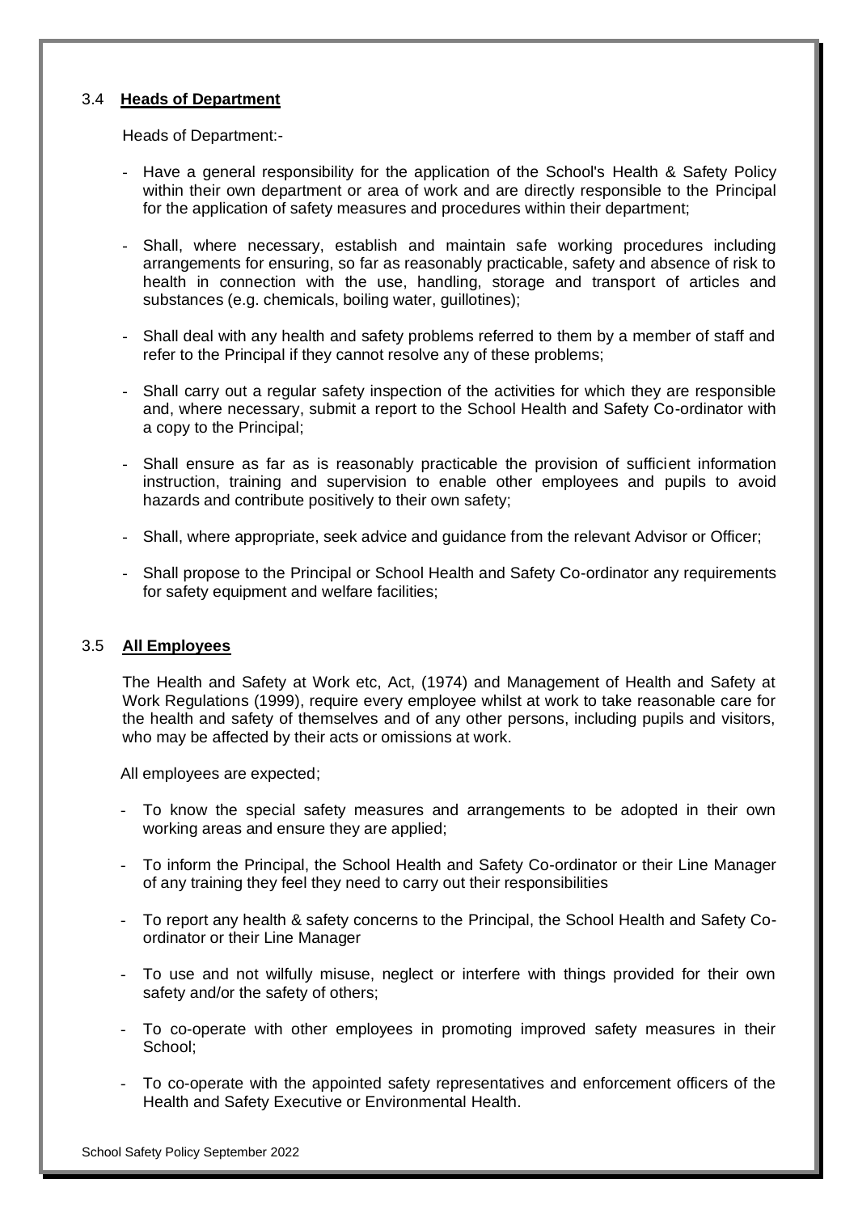### 3.4 **Heads of Department**

Heads of Department:-

- Have a general responsibility for the application of the School's Health & Safety Policy within their own department or area of work and are directly responsible to the Principal for the application of safety measures and procedures within their department;
- Shall, where necessary, establish and maintain safe working procedures including arrangements for ensuring, so far as reasonably practicable, safety and absence of risk to health in connection with the use, handling, storage and transport of articles and substances (e.g. chemicals, boiling water, guillotines);
- Shall deal with any health and safety problems referred to them by a member of staff and refer to the Principal if they cannot resolve any of these problems;
- Shall carry out a regular safety inspection of the activities for which they are responsible and, where necessary, submit a report to the School Health and Safety Co-ordinator with a copy to the Principal;
- Shall ensure as far as is reasonably practicable the provision of sufficient information instruction, training and supervision to enable other employees and pupils to avoid hazards and contribute positively to their own safety;
- Shall, where appropriate, seek advice and guidance from the relevant Advisor or Officer;
- Shall propose to the Principal or School Health and Safety Co-ordinator any requirements for safety equipment and welfare facilities;

### 3.5 **All Employees**

The Health and Safety at Work etc, Act, (1974) and Management of Health and Safety at Work Regulations (1999), require every employee whilst at work to take reasonable care for the health and safety of themselves and of any other persons, including pupils and visitors, who may be affected by their acts or omissions at work.

All employees are expected;

- To know the special safety measures and arrangements to be adopted in their own working areas and ensure they are applied;
- To inform the Principal, the School Health and Safety Co-ordinator or their Line Manager of any training they feel they need to carry out their responsibilities
- To report any health & safety concerns to the Principal, the School Health and Safety Co-ordinator or their Line Manager
- To use and not wilfully misuse, neglect or interfere with things provided for their own safety and/or the safety of others;
- To co-operate with other employees in promoting improved safety measures in their School;
- To co-operate with the appointed safety representatives and enforcement officers of the Health and Safety Executive or Environmental Health.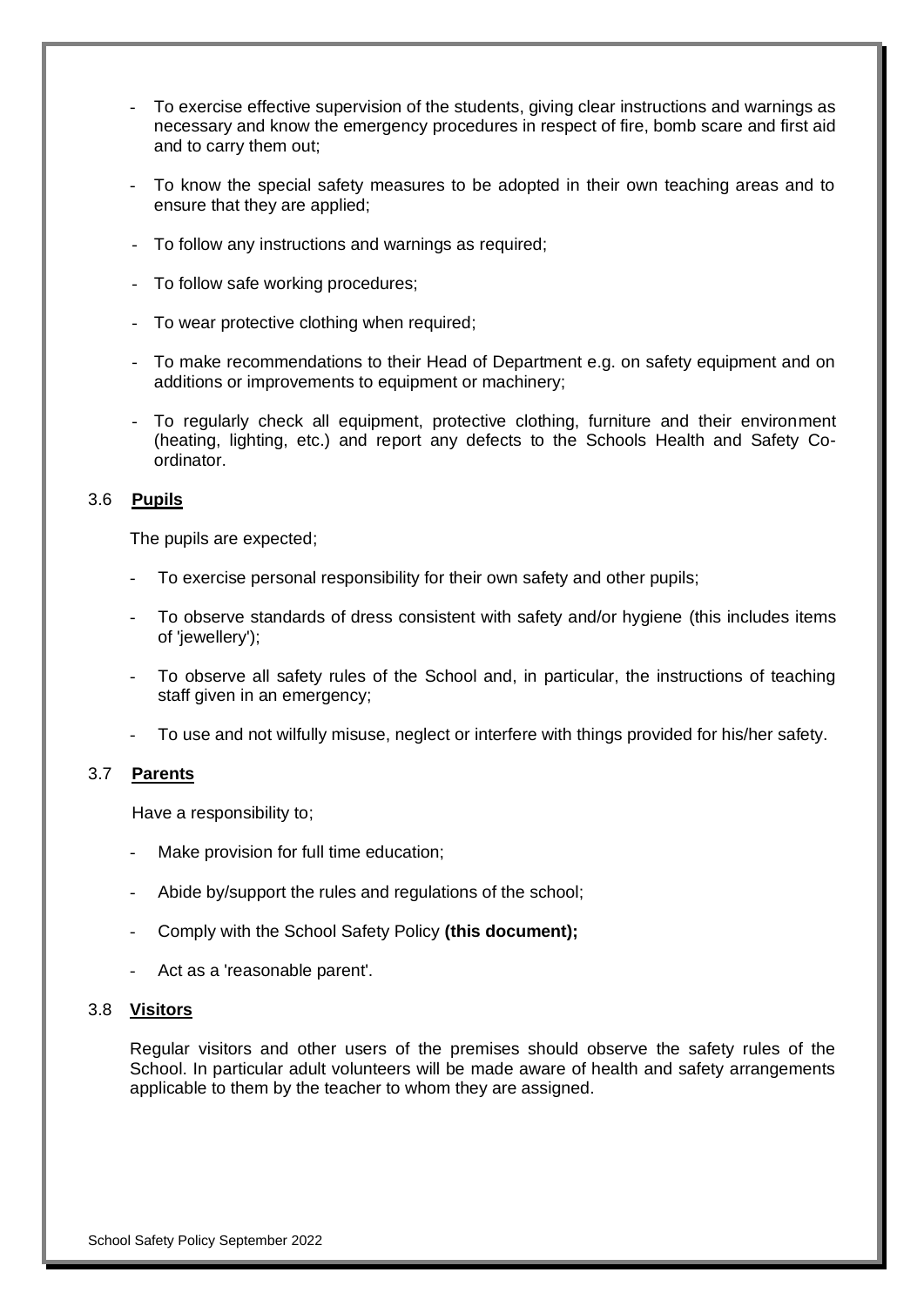- To exercise effective supervision of the students, giving clear instructions and warnings as necessary and know the emergency procedures in respect of fire, bomb scare and first aid and to carry them out;
- To know the special safety measures to be adopted in their own teaching areas and to ensure that they are applied;
- To follow any instructions and warnings as required;
- To follow safe working procedures;
- To wear protective clothing when required;
- To make recommendations to their Head of Department e.g. on safety equipment and on additions or improvements to equipment or machinery;
- To regularly check all equipment, protective clothing, furniture and their environment (heating, lighting, etc.) and report any defects to the Schools Health and Safety Co-ordinator.

### 3.6 **Pupils**

The pupils are expected;

- To exercise personal responsibility for their own safety and other pupils;
- To observe standards of dress consistent with safety and/or hygiene (this includes items of 'jewellery');
- To observe all safety rules of the School and, in particular, the instructions of teaching staff given in an emergency;
- To use and not wilfully misuse, neglect or interfere with things provided for his/her safety.

### 3.7 **Parents**

Have a responsibility to;

- Make provision for full time education;
- Abide by/support the rules and regulations of the school;
- Comply with the School Safety Policy **(this document);**
- Act as a 'reasonable parent'.

### 3.8 **Visitors**

Regular visitors and other users of the premises should observe the safety rules of the School. In particular adult volunteers will be made aware of health and safety arrangements applicable to them by the teacher to whom they are assigned.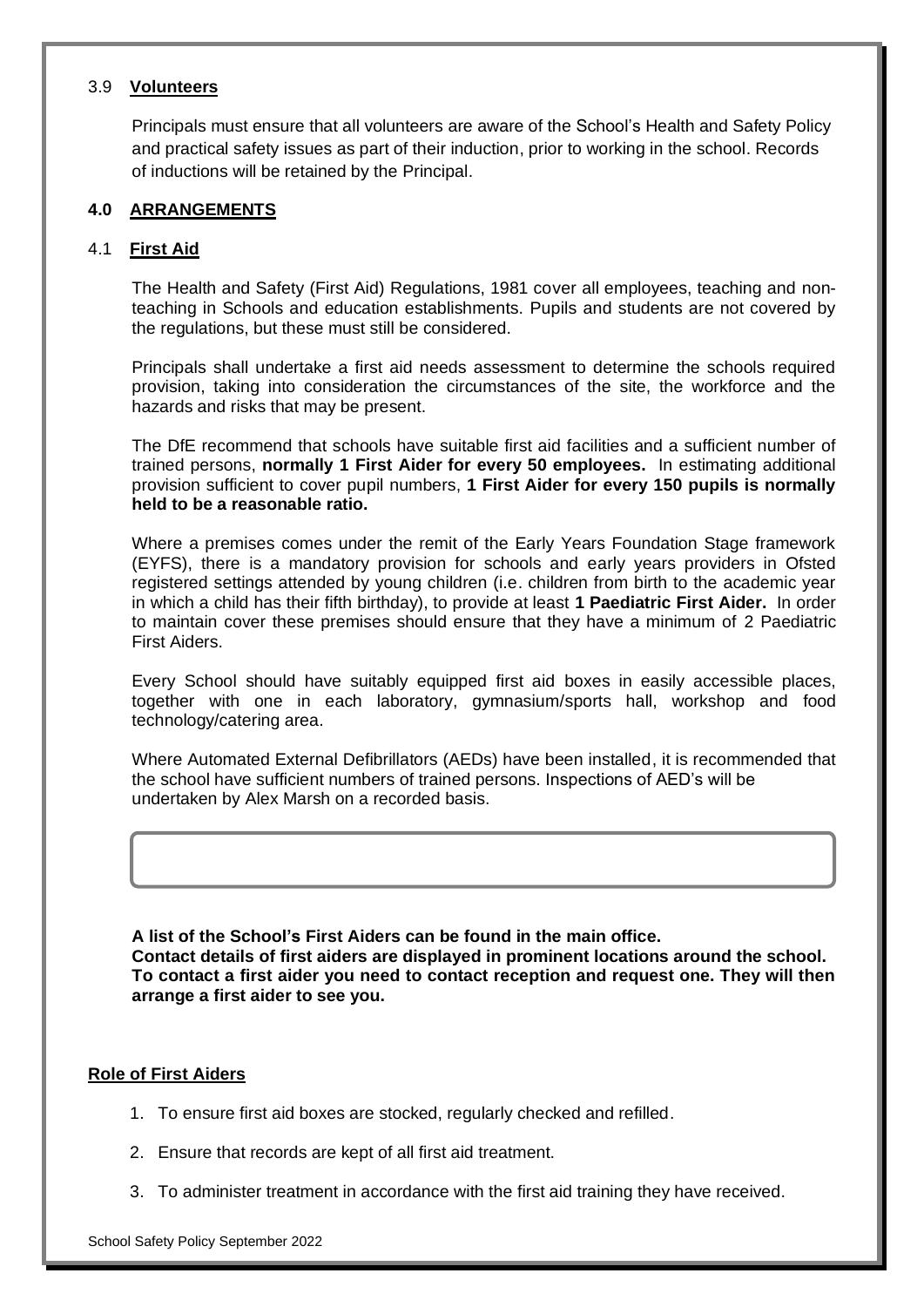### 3.9 **Volunteers**

Principals must ensure that all volunteers are aware of the School's Health and Safety Policy and practical safety issues as part of their induction, prior to working in the school. Records of inductions will be retained by the Principal.

## 4.0 **ARRANGEMENTS**

### 4.1 **First Aid**

The Health and Safety (First Aid) Regulations, 1981 cover all employees, teaching and non-teaching in Schools and education establishments. Pupils and students are not covered by the regulations, but these must still be considered.

Principals shall undertake a first aid needs assessment to determine the schools required provision, taking into consideration the circumstances of the site, the workforce and the hazards and risks that may be present.

The DfE recommend that schools have suitable first aid facilities and a sufficient number of trained persons, **normally 1 First Aider for every 50 employees.** In estimating additional provision sufficient to cover pupil numbers, **1 First Aider for every 150 pupils is normally held to be a reasonable ratio.**

Where a premises comes under the remit of the Early Years Foundation Stage framework (EYFS), there is a mandatory provision for schools and early years providers in Ofsted registered settings attended by young children (i.e. children from birth to the academic year in which a child has their fifth birthday), to provide at least **1 Paediatric First Aider.** In order to maintain cover these premises should ensure that they have a minimum of 2 Paediatric First Aiders.

Every School should have suitably equipped first aid boxes in easily accessible places, together with one in each laboratory, gymnasium/sports hall, workshop and food technology/catering area.

Where Automated External Defibrillators (AEDs) have been installed, it is recommended that the school have sufficient numbers of trained persons. Inspections of AED's will be undertaken by Alex Marsh on a recorded basis.

**A list of the School's First Aiders can be found in the main office.**
**Contact details of first aiders are displayed in prominent locations around the school.**
**To contact a first aider you need to contact reception and request one. They will then arrange a first aider to see you.**

**Role of First Aiders**

1. To ensure first aid boxes are stocked, regularly checked and refilled.
2. Ensure that records are kept of all first aid treatment.
3. To administer treatment in accordance with the first aid training they have received.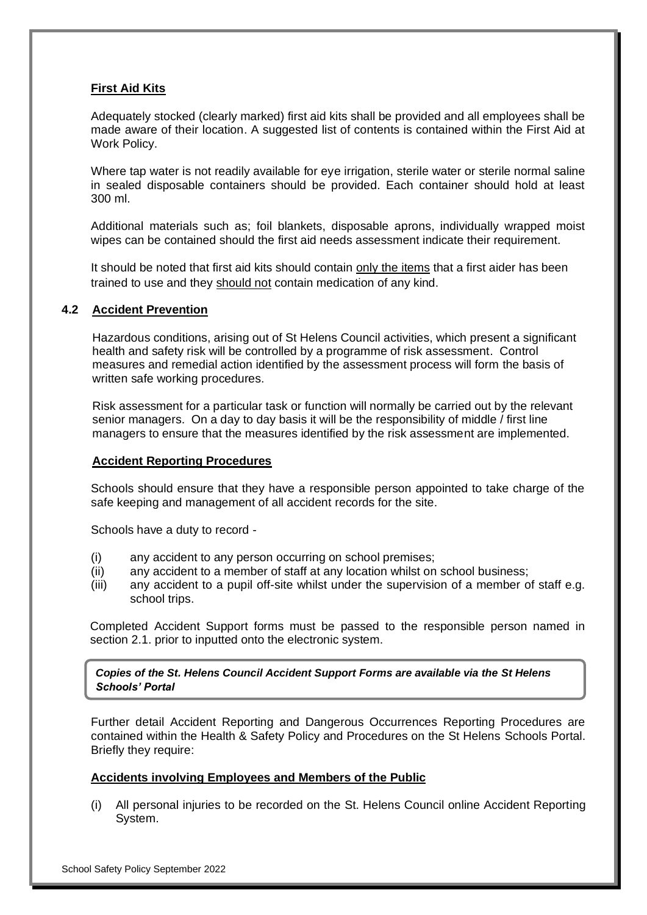**First Aid Kits**

Adequately stocked (clearly marked) first aid kits shall be provided and all employees shall be made aware of their location. A suggested list of contents is contained within the First Aid at Work Policy.

Where tap water is not readily available for eye irrigation, sterile water or sterile normal saline in sealed disposable containers should be provided. Each container should hold at least 300 ml.

Additional materials such as; foil blankets, disposable aprons, individually wrapped moist wipes can be contained should the first aid needs assessment indicate their requirement.

It should be noted that first aid kits should contain only the items that a first aider has been trained to use and they should not contain medication of any kind.

## 4.2 Accident Prevention

Hazardous conditions, arising out of St Helens Council activities, which present a significant health and safety risk will be controlled by a programme of risk assessment. Control measures and remedial action identified by the assessment process will form the basis of written safe working procedures.

Risk assessment for a particular task or function will normally be carried out by the relevant senior managers. On a day to day basis it will be the responsibility of middle / first line managers to ensure that the measures identified by the risk assessment are implemented.

**Accident Reporting Procedures**

Schools should ensure that they have a responsible person appointed to take charge of the safe keeping and management of all accident records for the site.

Schools have a duty to record -

(i) any accident to any person occurring on school premises;
(ii) any accident to a member of staff at any location whilst on school business;
(iii) any accident to a pupil off-site whilst under the supervision of a member of staff e.g. school trips.

Completed Accident Support forms must be passed to the responsible person named in section 2.1. prior to inputted onto the electronic system.

***Copies of the St. Helens Council Accident Support Forms are available via the St Helens Schools' Portal***

Further detail Accident Reporting and Dangerous Occurrences Reporting Procedures are contained within the Health & Safety Policy and Procedures on the St Helens Schools Portal. Briefly they require:

**Accidents involving Employees and Members of the Public**

(i) All personal injuries to be recorded on the St. Helens Council online Accident Reporting System.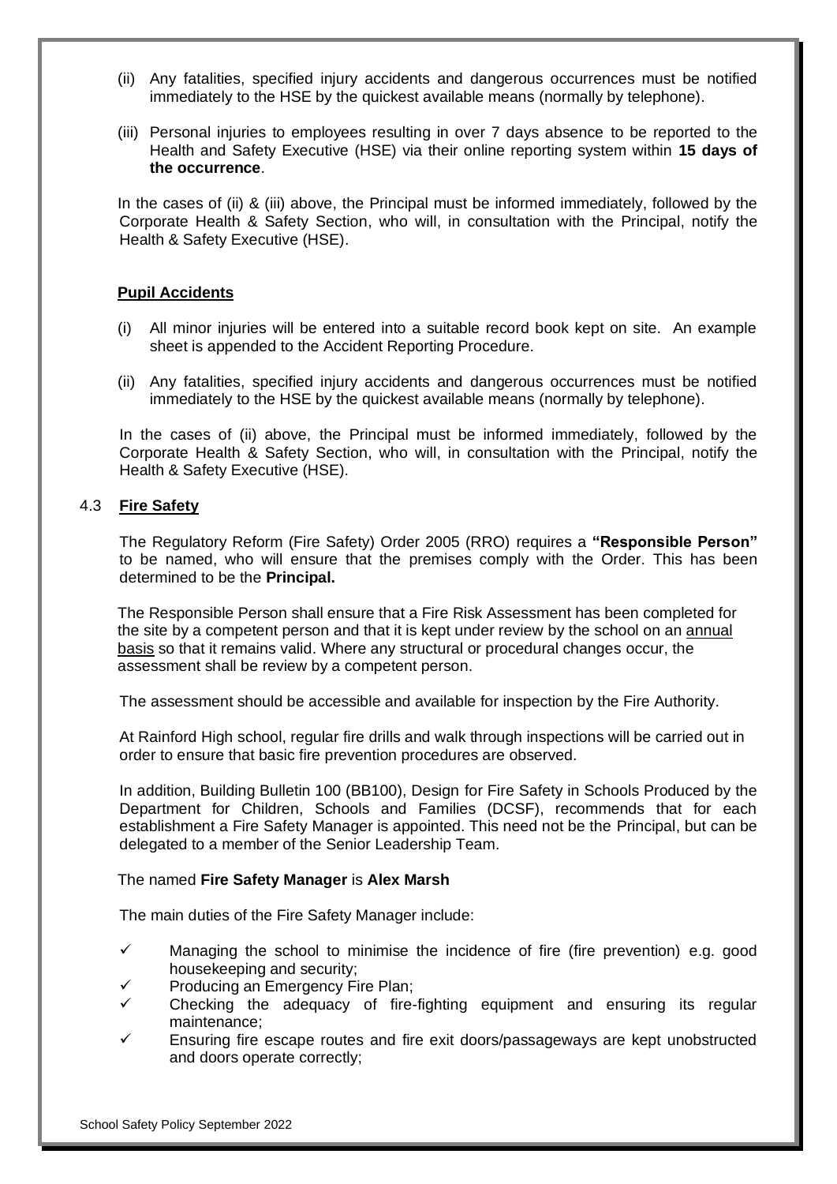(ii) Any fatalities, specified injury accidents and dangerous occurrences must be notified immediately to the HSE by the quickest available means (normally by telephone).

(iii) Personal injuries to employees resulting in over 7 days absence to be reported to the Health and Safety Executive (HSE) via their online reporting system within **15 days of the occurrence**.

In the cases of (ii) & (iii) above, the Principal must be informed immediately, followed by the Corporate Health & Safety Section, who will, in consultation with the Principal, notify the Health & Safety Executive (HSE).

**Pupil Accidents**

(i) All minor injuries will be entered into a suitable record book kept on site. An example sheet is appended to the Accident Reporting Procedure.

(ii) Any fatalities, specified injury accidents and dangerous occurrences must be notified immediately to the HSE by the quickest available means (normally by telephone).

In the cases of (ii) above, the Principal must be informed immediately, followed by the Corporate Health & Safety Section, who will, in consultation with the Principal, notify the Health & Safety Executive (HSE).

### 4.3 Fire Safety

The Regulatory Reform (Fire Safety) Order 2005 (RRO) requires a **"Responsible Person"** to be named, who will ensure that the premises comply with the Order. This has been determined to be the **Principal.**

The Responsible Person shall ensure that a Fire Risk Assessment has been completed for the site by a competent person and that it is kept under review by the school on an annual basis so that it remains valid. Where any structural or procedural changes occur, the assessment shall be review by a competent person.

The assessment should be accessible and available for inspection by the Fire Authority.

At Rainford High school, regular fire drills and walk through inspections will be carried out in order to ensure that basic fire prevention procedures are observed.

In addition, Building Bulletin 100 (BB100), Design for Fire Safety in Schools Produced by the Department for Children, Schools and Families (DCSF), recommends that for each establishment a Fire Safety Manager is appointed. This need not be the Principal, but can be delegated to a member of the Senior Leadership Team.

The named **Fire Safety Manager** is **Alex Marsh**

The main duties of the Fire Safety Manager include:

- ✓ Managing the school to minimise the incidence of fire (fire prevention) e.g. good housekeeping and security;
- ✓ Producing an Emergency Fire Plan;
- ✓ Checking the adequacy of fire-fighting equipment and ensuring its regular maintenance;
- ✓ Ensuring fire escape routes and fire exit doors/passageways are kept unobstructed and doors operate correctly;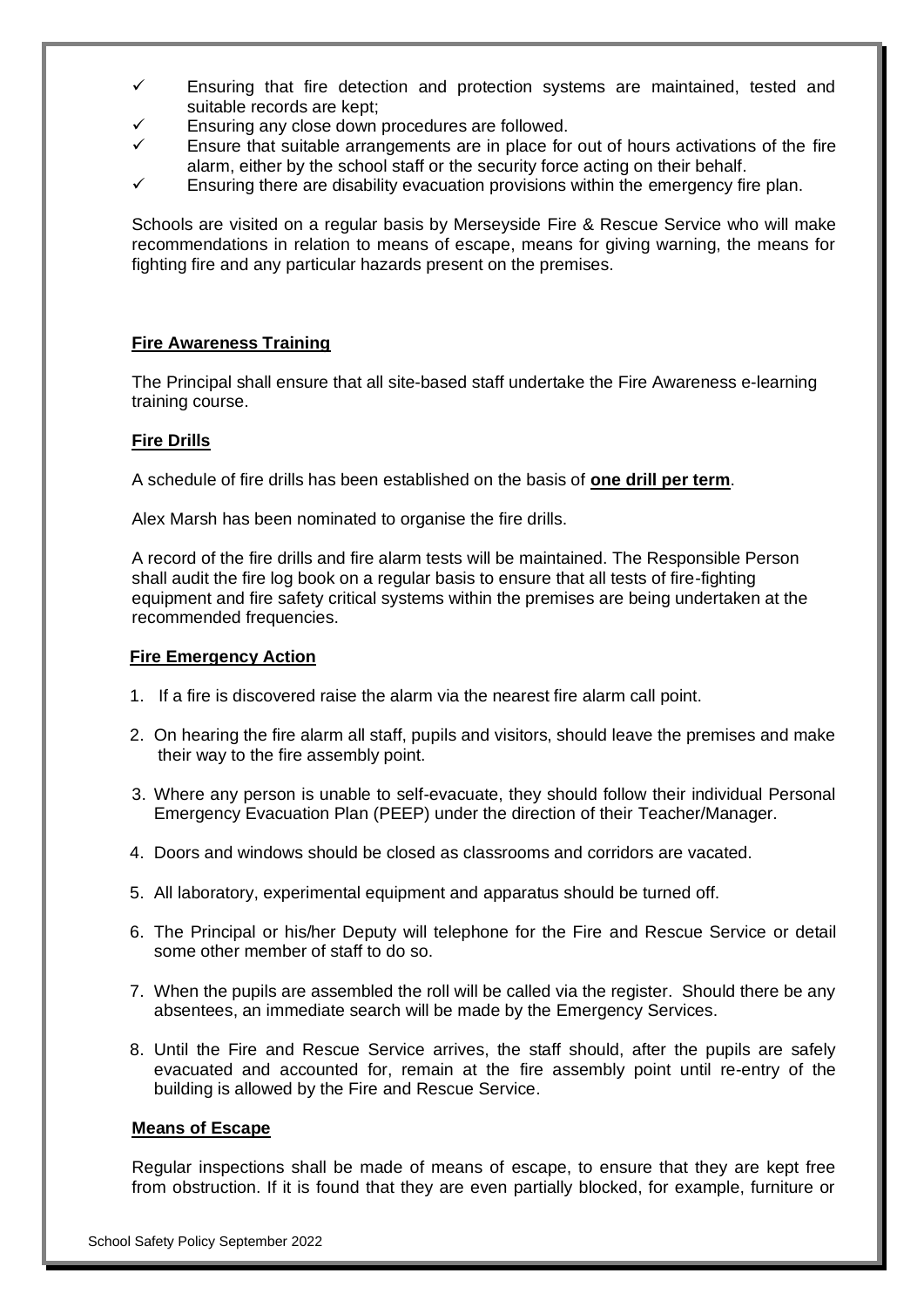- ✓ Ensuring that fire detection and protection systems are maintained, tested and suitable records are kept;
- ✓ Ensuring any close down procedures are followed.
- ✓ Ensure that suitable arrangements are in place for out of hours activations of the fire alarm, either by the school staff or the security force acting on their behalf.
- ✓ Ensuring there are disability evacuation provisions within the emergency fire plan.

Schools are visited on a regular basis by Merseyside Fire & Rescue Service who will make recommendations in relation to means of escape, means for giving warning, the means for fighting fire and any particular hazards present on the premises.

**Fire Awareness Training**

The Principal shall ensure that all site-based staff undertake the Fire Awareness e-learning training course.

**Fire Drills**

A schedule of fire drills has been established on the basis of **one drill per term**.

Alex Marsh has been nominated to organise the fire drills.

A record of the fire drills and fire alarm tests will be maintained. The Responsible Person shall audit the fire log book on a regular basis to ensure that all tests of fire-fighting equipment and fire safety critical systems within the premises are being undertaken at the recommended frequencies.

**Fire Emergency Action**

1. If a fire is discovered raise the alarm via the nearest fire alarm call point.
2. On hearing the fire alarm all staff, pupils and visitors, should leave the premises and make their way to the fire assembly point.
3. Where any person is unable to self-evacuate, they should follow their individual Personal Emergency Evacuation Plan (PEEP) under the direction of their Teacher/Manager.
4. Doors and windows should be closed as classrooms and corridors are vacated.
5. All laboratory, experimental equipment and apparatus should be turned off.
6. The Principal or his/her Deputy will telephone for the Fire and Rescue Service or detail some other member of staff to do so.
7. When the pupils are assembled the roll will be called via the register. Should there be any absentees, an immediate search will be made by the Emergency Services.
8. Until the Fire and Rescue Service arrives, the staff should, after the pupils are safely evacuated and accounted for, remain at the fire assembly point until re-entry of the building is allowed by the Fire and Rescue Service.

**Means of Escape**

Regular inspections shall be made of means of escape, to ensure that they are kept free from obstruction. If it is found that they are even partially blocked, for example, furniture or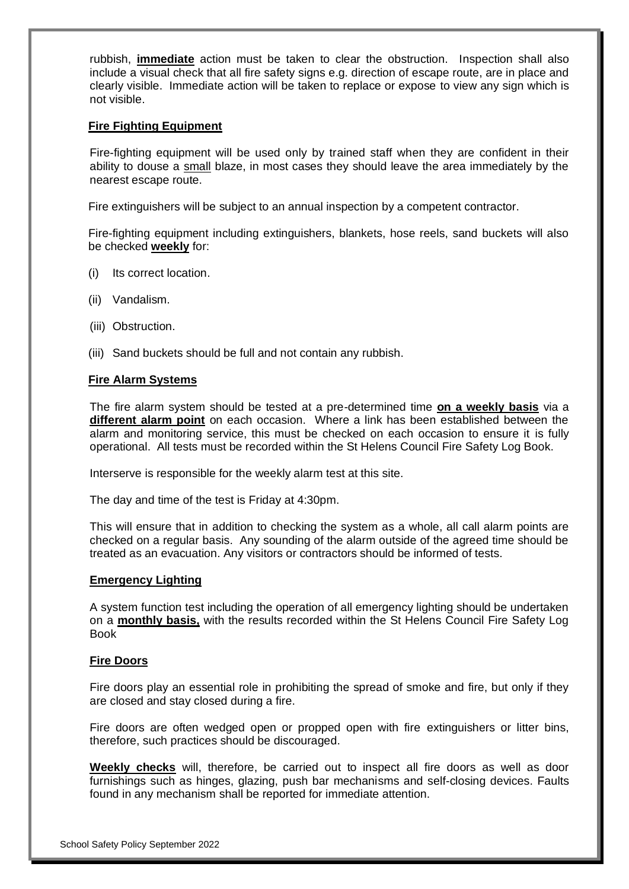rubbish, **immediate** action must be taken to clear the obstruction. Inspection shall also include a visual check that all fire safety signs e.g. direction of escape route, are in place and clearly visible. Immediate action will be taken to replace or expose to view any sign which is not visible.

**Fire Fighting Equipment**

Fire-fighting equipment will be used only by trained staff when they are confident in their ability to douse a small blaze, in most cases they should leave the area immediately by the nearest escape route.

Fire extinguishers will be subject to an annual inspection by a competent contractor.

Fire-fighting equipment including extinguishers, blankets, hose reels, sand buckets will also be checked **weekly** for:

(i) Its correct location.

(ii) Vandalism.

(iii) Obstruction.

(iii) Sand buckets should be full and not contain any rubbish.

**Fire Alarm Systems**

The fire alarm system should be tested at a pre-determined time **on a weekly basis** via a **different alarm point** on each occasion. Where a link has been established between the alarm and monitoring service, this must be checked on each occasion to ensure it is fully operational. All tests must be recorded within the St Helens Council Fire Safety Log Book.

Interserve is responsible for the weekly alarm test at this site.

The day and time of the test is Friday at 4:30pm.

This will ensure that in addition to checking the system as a whole, all call alarm points are checked on a regular basis. Any sounding of the alarm outside of the agreed time should be treated as an evacuation. Any visitors or contractors should be informed of tests.

**Emergency Lighting**

A system function test including the operation of all emergency lighting should be undertaken on a **monthly basis,** with the results recorded within the St Helens Council Fire Safety Log Book

**Fire Doors**

Fire doors play an essential role in prohibiting the spread of smoke and fire, but only if they are closed and stay closed during a fire.

Fire doors are often wedged open or propped open with fire extinguishers or litter bins, therefore, such practices should be discouraged.

**Weekly checks** will, therefore, be carried out to inspect all fire doors as well as door furnishings such as hinges, glazing, push bar mechanisms and self-closing devices. Faults found in any mechanism shall be reported for immediate attention.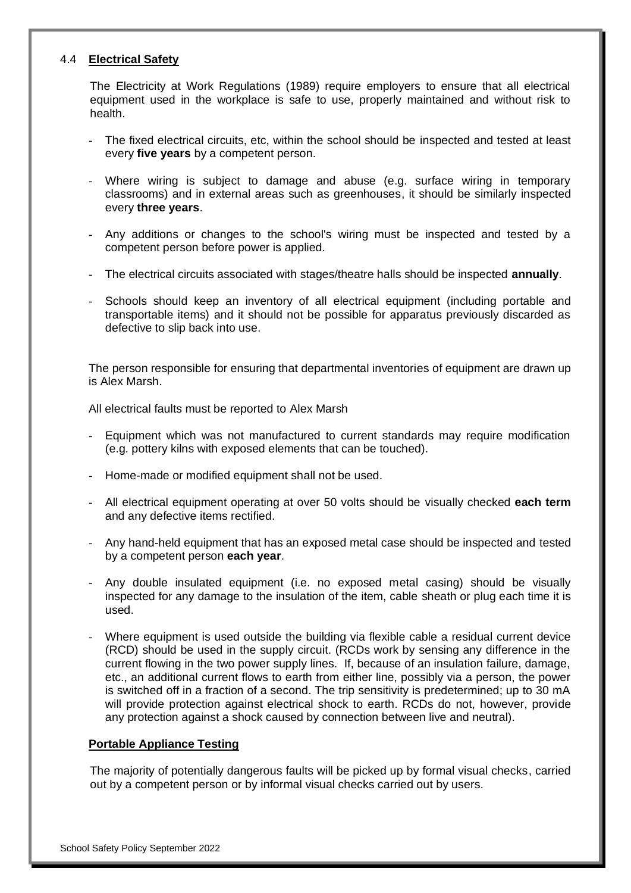## 4.4 **Electrical Safety**

The Electricity at Work Regulations (1989) require employers to ensure that all electrical equipment used in the workplace is safe to use, properly maintained and without risk to health.

- The fixed electrical circuits, etc, within the school should be inspected and tested at least every **five years** by a competent person.
- Where wiring is subject to damage and abuse (e.g. surface wiring in temporary classrooms) and in external areas such as greenhouses, it should be similarly inspected every **three years**.
- Any additions or changes to the school's wiring must be inspected and tested by a competent person before power is applied.
- The electrical circuits associated with stages/theatre halls should be inspected **annually**.
- Schools should keep an inventory of all electrical equipment (including portable and transportable items) and it should not be possible for apparatus previously discarded as defective to slip back into use.

The person responsible for ensuring that departmental inventories of equipment are drawn up is Alex Marsh.

All electrical faults must be reported to Alex Marsh

- Equipment which was not manufactured to current standards may require modification (e.g. pottery kilns with exposed elements that can be touched).
- Home-made or modified equipment shall not be used.
- All electrical equipment operating at over 50 volts should be visually checked **each term** and any defective items rectified.
- Any hand-held equipment that has an exposed metal case should be inspected and tested by a competent person **each year**.
- Any double insulated equipment (i.e. no exposed metal casing) should be visually inspected for any damage to the insulation of the item, cable sheath or plug each time it is used.
- Where equipment is used outside the building via flexible cable a residual current device (RCD) should be used in the supply circuit. (RCDs work by sensing any difference in the current flowing in the two power supply lines. If, because of an insulation failure, damage, etc., an additional current flows to earth from either line, possibly via a person, the power is switched off in a fraction of a second. The trip sensitivity is predetermined; up to 30 mA will provide protection against electrical shock to earth. RCDs do not, however, provide any protection against a shock caused by connection between live and neutral).

### **Portable Appliance Testing**

The majority of potentially dangerous faults will be picked up by formal visual checks, carried out by a competent person or by informal visual checks carried out by users.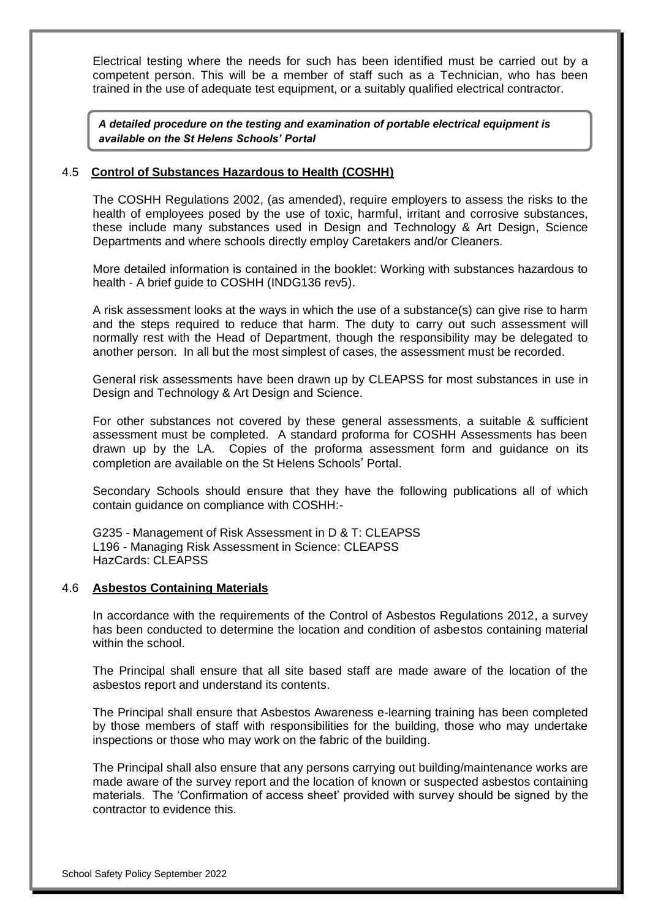Electrical testing where the needs for such has been identified must be carried out by a competent person. This will be a member of staff such as a Technician, who has been trained in the use of adequate test equipment, or a suitably qualified electrical contractor.

***A detailed procedure on the testing and examination of portable electrical equipment is available on the St Helens Schools' Portal***

### 4.5 Control of Substances Hazardous to Health (COSHH)

The COSHH Regulations 2002, (as amended), require employers to assess the risks to the health of employees posed by the use of toxic, harmful, irritant and corrosive substances, these include many substances used in Design and Technology & Art Design, Science Departments and where schools directly employ Caretakers and/or Cleaners.

More detailed information is contained in the booklet: Working with substances hazardous to health - A brief guide to COSHH (INDG136 rev5).

A risk assessment looks at the ways in which the use of a substance(s) can give rise to harm and the steps required to reduce that harm. The duty to carry out such assessment will normally rest with the Head of Department, though the responsibility may be delegated to another person. In all but the most simplest of cases, the assessment must be recorded.

General risk assessments have been drawn up by CLEAPSS for most substances in use in Design and Technology & Art Design and Science.

For other substances not covered by these general assessments, a suitable & sufficient assessment must be completed. A standard proforma for COSHH Assessments has been drawn up by the LA. Copies of the proforma assessment form and guidance on its completion are available on the St Helens Schools' Portal.

Secondary Schools should ensure that they have the following publications all of which contain guidance on compliance with COSHH:-

G235 - Management of Risk Assessment in D & T: CLEAPSS
L196 - Managing Risk Assessment in Science: CLEAPSS
HazCards: CLEAPSS

### 4.6 Asbestos Containing Materials

In accordance with the requirements of the Control of Asbestos Regulations 2012, a survey has been conducted to determine the location and condition of asbestos containing material within the school.

The Principal shall ensure that all site based staff are made aware of the location of the asbestos report and understand its contents.

The Principal shall ensure that Asbestos Awareness e-learning training has been completed by those members of staff with responsibilities for the building, those who may undertake inspections or those who may work on the fabric of the building.

The Principal shall also ensure that any persons carrying out building/maintenance works are made aware of the survey report and the location of known or suspected asbestos containing materials. The 'Confirmation of access sheet' provided with survey should be signed by the contractor to evidence this.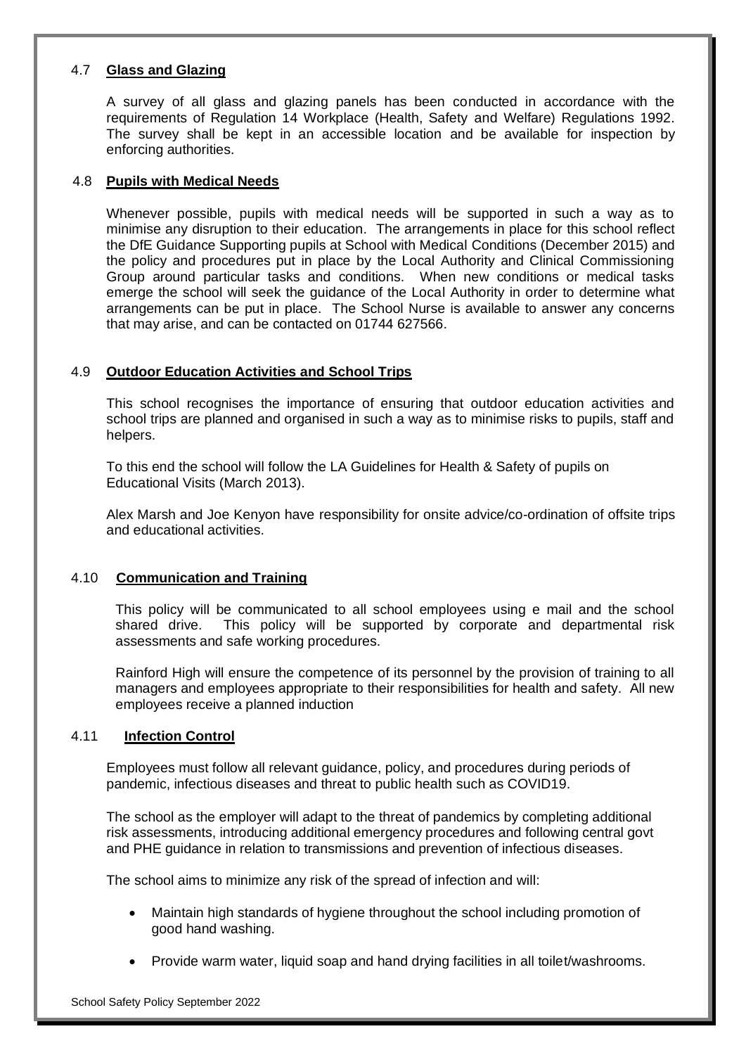### 4.7 Glass and Glazing

A survey of all glass and glazing panels has been conducted in accordance with the requirements of Regulation 14 Workplace (Health, Safety and Welfare) Regulations 1992. The survey shall be kept in an accessible location and be available for inspection by enforcing authorities.

### 4.8 Pupils with Medical Needs

Whenever possible, pupils with medical needs will be supported in such a way as to minimise any disruption to their education. The arrangements in place for this school reflect the DfE Guidance Supporting pupils at School with Medical Conditions (December 2015) and the policy and procedures put in place by the Local Authority and Clinical Commissioning Group around particular tasks and conditions. When new conditions or medical tasks emerge the school will seek the guidance of the Local Authority in order to determine what arrangements can be put in place. The School Nurse is available to answer any concerns that may arise, and can be contacted on 01744 627566.

### 4.9 Outdoor Education Activities and School Trips

This school recognises the importance of ensuring that outdoor education activities and school trips are planned and organised in such a way as to minimise risks to pupils, staff and helpers.

To this end the school will follow the LA Guidelines for Health & Safety of pupils on Educational Visits (March 2013).

Alex Marsh and Joe Kenyon have responsibility for onsite advice/co-ordination of offsite trips and educational activities.

### 4.10 Communication and Training

This policy will be communicated to all school employees using e mail and the school shared drive. This policy will be supported by corporate and departmental risk assessments and safe working procedures.

Rainford High will ensure the competence of its personnel by the provision of training to all managers and employees appropriate to their responsibilities for health and safety. All new employees receive a planned induction

### 4.11 Infection Control

Employees must follow all relevant guidance, policy, and procedures during periods of pandemic, infectious diseases and threat to public health such as COVID19.

The school as the employer will adapt to the threat of pandemics by completing additional risk assessments, introducing additional emergency procedures and following central govt and PHE guidance in relation to transmissions and prevention of infectious diseases.

The school aims to minimize any risk of the spread of infection and will:

- Maintain high standards of hygiene throughout the school including promotion of good hand washing.
- Provide warm water, liquid soap and hand drying facilities in all toilet/washrooms.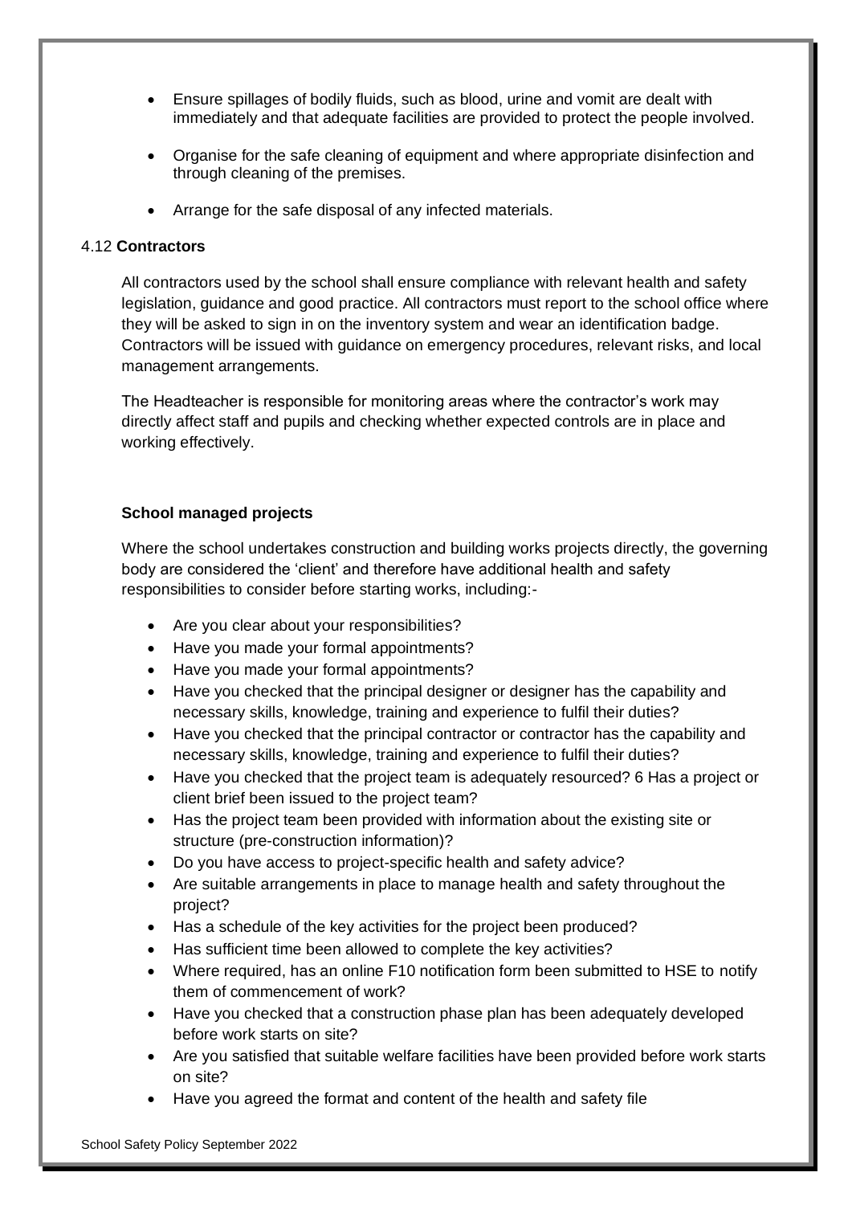- Ensure spillages of bodily fluids, such as blood, urine and vomit are dealt with immediately and that adequate facilities are provided to protect the people involved.
- Organise for the safe cleaning of equipment and where appropriate disinfection and through cleaning of the premises.
- Arrange for the safe disposal of any infected materials.

### 4.12 **Contractors**

All contractors used by the school shall ensure compliance with relevant health and safety legislation, guidance and good practice. All contractors must report to the school office where they will be asked to sign in on the inventory system and wear an identification badge. Contractors will be issued with guidance on emergency procedures, relevant risks, and local management arrangements.

The Headteacher is responsible for monitoring areas where the contractor's work may directly affect staff and pupils and checking whether expected controls are in place and working effectively.

**School managed projects**

Where the school undertakes construction and building works projects directly, the governing body are considered the 'client' and therefore have additional health and safety responsibilities to consider before starting works, including:-

- Are you clear about your responsibilities?
- Have you made your formal appointments?
- Have you made your formal appointments?
- Have you checked that the principal designer or designer has the capability and necessary skills, knowledge, training and experience to fulfil their duties?
- Have you checked that the principal contractor or contractor has the capability and necessary skills, knowledge, training and experience to fulfil their duties?
- Have you checked that the project team is adequately resourced? 6 Has a project or client brief been issued to the project team?
- Has the project team been provided with information about the existing site or structure (pre-construction information)?
- Do you have access to project-specific health and safety advice?
- Are suitable arrangements in place to manage health and safety throughout the project?
- Has a schedule of the key activities for the project been produced?
- Has sufficient time been allowed to complete the key activities?
- Where required, has an online F10 notification form been submitted to HSE to notify them of commencement of work?
- Have you checked that a construction phase plan has been adequately developed before work starts on site?
- Are you satisfied that suitable welfare facilities have been provided before work starts on site?
- Have you agreed the format and content of the health and safety file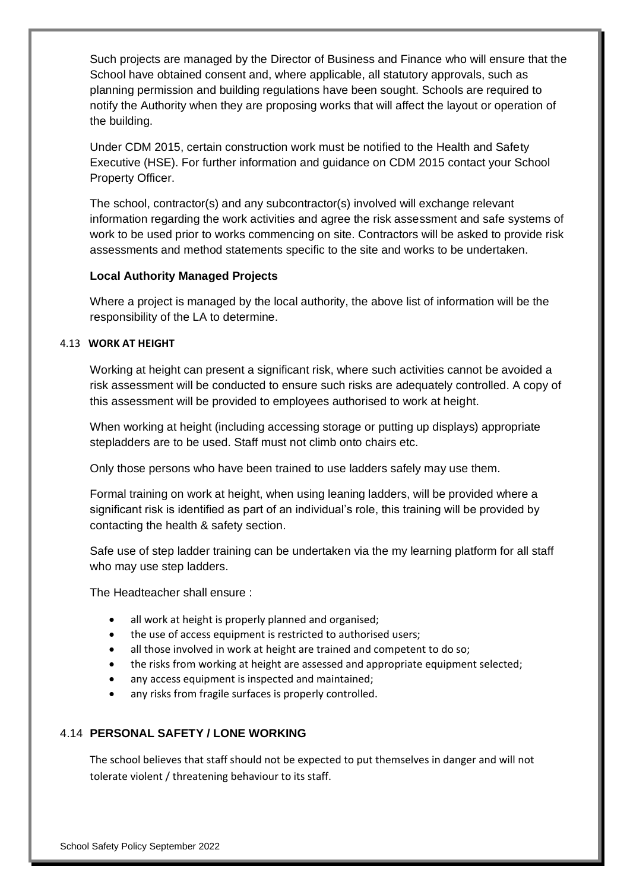Such projects are managed by the Director of Business and Finance who will ensure that the School have obtained consent and, where applicable, all statutory approvals, such as planning permission and building regulations have been sought. Schools are required to notify the Authority when they are proposing works that will affect the layout or operation of the building.

Under CDM 2015, certain construction work must be notified to the Health and Safety Executive (HSE). For further information and guidance on CDM 2015 contact your School Property Officer.

The school, contractor(s) and any subcontractor(s) involved will exchange relevant information regarding the work activities and agree the risk assessment and safe systems of work to be used prior to works commencing on site. Contractors will be asked to provide risk assessments and method statements specific to the site and works to be undertaken.

**Local Authority Managed Projects**

Where a project is managed by the local authority, the above list of information will be the responsibility of the LA to determine.

### 4.13 WORK AT HEIGHT

Working at height can present a significant risk, where such activities cannot be avoided a risk assessment will be conducted to ensure such risks are adequately controlled. A copy of this assessment will be provided to employees authorised to work at height.

When working at height (including accessing storage or putting up displays) appropriate stepladders are to be used. Staff must not climb onto chairs etc.

Only those persons who have been trained to use ladders safely may use them.

Formal training on work at height, when using leaning ladders, will be provided where a significant risk is identified as part of an individual's role, this training will be provided by contacting the health & safety section.

Safe use of step ladder training can be undertaken via the my learning platform for all staff who may use step ladders.

The Headteacher shall ensure :

- all work at height is properly planned and organised;
- the use of access equipment is restricted to authorised users;
- all those involved in work at height are trained and competent to do so;
- the risks from working at height are assessed and appropriate equipment selected;
- any access equipment is inspected and maintained;
- any risks from fragile surfaces is properly controlled.

### 4.14 PERSONAL SAFETY / LONE WORKING

The school believes that staff should not be expected to put themselves in danger and will not tolerate violent / threatening behaviour to its staff.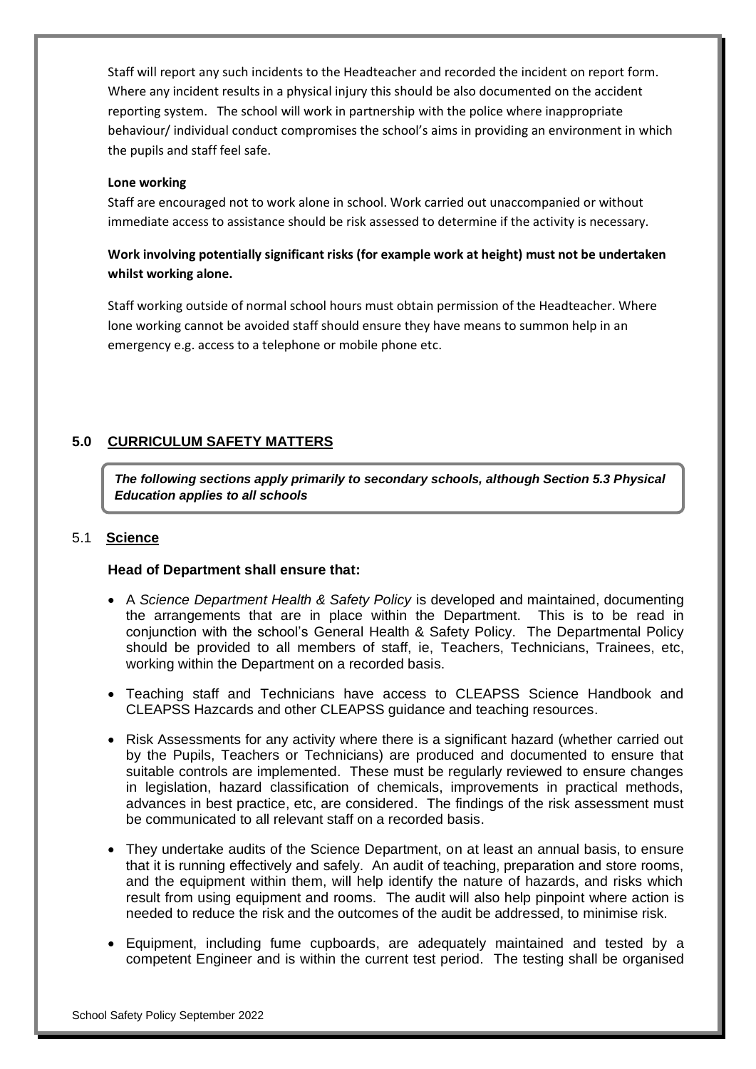Staff will report any such incidents to the Headteacher and recorded the incident on report form. Where any incident results in a physical injury this should be also documented on the accident reporting system. The school will work in partnership with the police where inappropriate behaviour/ individual conduct compromises the school's aims in providing an environment in which the pupils and staff feel safe.

**Lone working**

Staff are encouraged not to work alone in school. Work carried out unaccompanied or without immediate access to assistance should be risk assessed to determine if the activity is necessary.

**Work involving potentially significant risks (for example work at height) must not be undertaken whilst working alone.**

Staff working outside of normal school hours must obtain permission of the Headteacher. Where lone working cannot be avoided staff should ensure they have means to summon help in an emergency e.g. access to a telephone or mobile phone etc.

## 5.0 CURRICULUM SAFETY MATTERS

***The following sections apply primarily to secondary schools, although Section 5.3 Physical Education applies to all schools***

### 5.1 Science

**Head of Department shall ensure that:**

- A *Science Department Health & Safety Policy* is developed and maintained, documenting the arrangements that are in place within the Department. This is to be read in conjunction with the school's General Health & Safety Policy. The Departmental Policy should be provided to all members of staff, ie, Teachers, Technicians, Trainees, etc, working within the Department on a recorded basis.
- Teaching staff and Technicians have access to CLEAPSS Science Handbook and CLEAPSS Hazcards and other CLEAPSS guidance and teaching resources.
- Risk Assessments for any activity where there is a significant hazard (whether carried out by the Pupils, Teachers or Technicians) are produced and documented to ensure that suitable controls are implemented. These must be regularly reviewed to ensure changes in legislation, hazard classification of chemicals, improvements in practical methods, advances in best practice, etc, are considered. The findings of the risk assessment must be communicated to all relevant staff on a recorded basis.
- They undertake audits of the Science Department, on at least an annual basis, to ensure that it is running effectively and safely. An audit of teaching, preparation and store rooms, and the equipment within them, will help identify the nature of hazards, and risks which result from using equipment and rooms. The audit will also help pinpoint where action is needed to reduce the risk and the outcomes of the audit be addressed, to minimise risk.
- Equipment, including fume cupboards, are adequately maintained and tested by a competent Engineer and is within the current test period. The testing shall be organised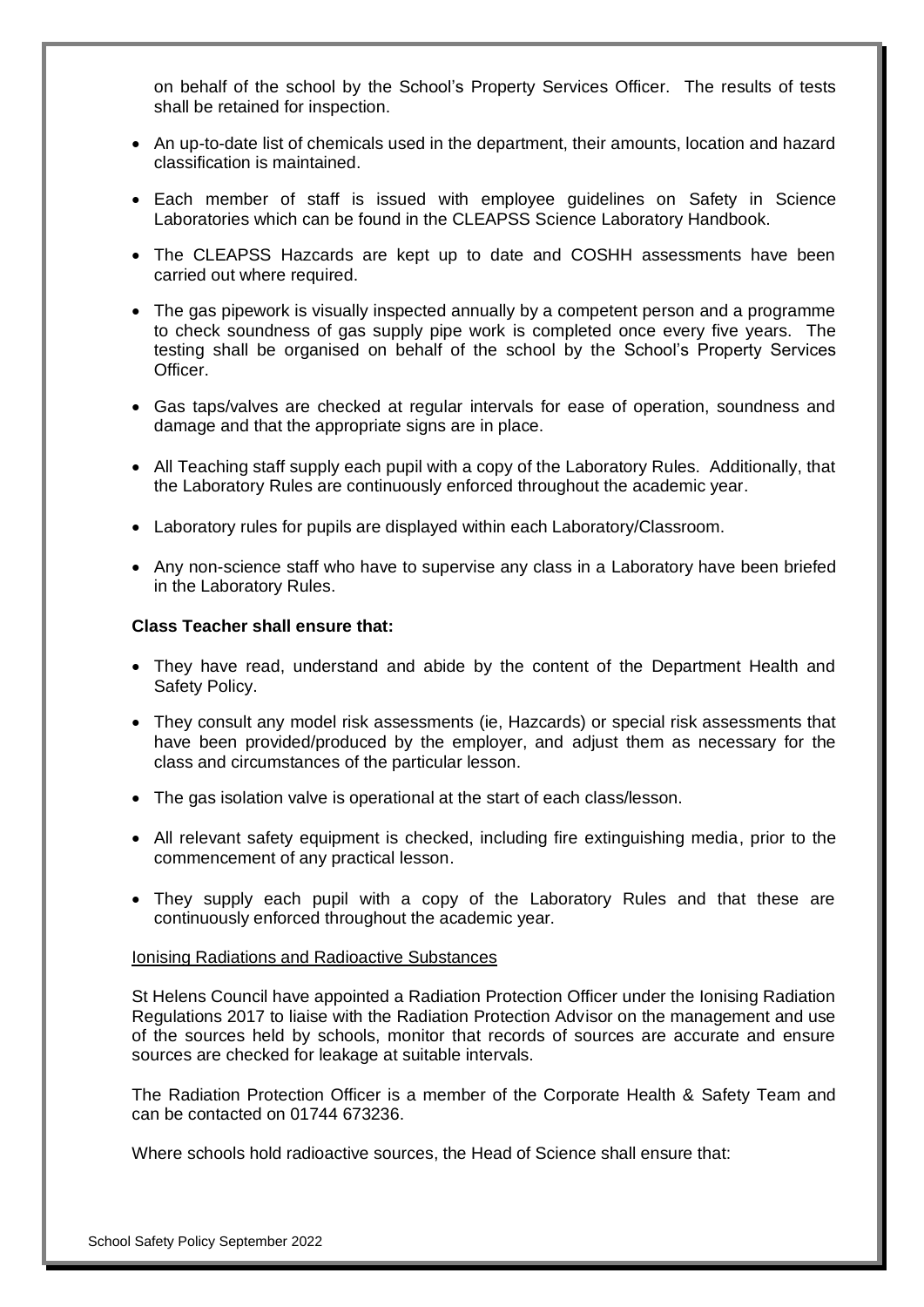on behalf of the school by the School's Property Services Officer. The results of tests shall be retained for inspection.

- An up-to-date list of chemicals used in the department, their amounts, location and hazard classification is maintained.
- Each member of staff is issued with employee guidelines on Safety in Science Laboratories which can be found in the CLEAPSS Science Laboratory Handbook.
- The CLEAPSS Hazcards are kept up to date and COSHH assessments have been carried out where required.
- The gas pipework is visually inspected annually by a competent person and a programme to check soundness of gas supply pipe work is completed once every five years. The testing shall be organised on behalf of the school by the School's Property Services Officer.
- Gas taps/valves are checked at regular intervals for ease of operation, soundness and damage and that the appropriate signs are in place.
- All Teaching staff supply each pupil with a copy of the Laboratory Rules. Additionally, that the Laboratory Rules are continuously enforced throughout the academic year.
- Laboratory rules for pupils are displayed within each Laboratory/Classroom.
- Any non-science staff who have to supervise any class in a Laboratory have been briefed in the Laboratory Rules.

**Class Teacher shall ensure that:**

- They have read, understand and abide by the content of the Department Health and Safety Policy.
- They consult any model risk assessments (ie, Hazcards) or special risk assessments that have been provided/produced by the employer, and adjust them as necessary for the class and circumstances of the particular lesson.
- The gas isolation valve is operational at the start of each class/lesson.
- All relevant safety equipment is checked, including fire extinguishing media, prior to the commencement of any practical lesson.
- They supply each pupil with a copy of the Laboratory Rules and that these are continuously enforced throughout the academic year.

Ionising Radiations and Radioactive Substances

St Helens Council have appointed a Radiation Protection Officer under the Ionising Radiation Regulations 2017 to liaise with the Radiation Protection Advisor on the management and use of the sources held by schools, monitor that records of sources are accurate and ensure sources are checked for leakage at suitable intervals.

The Radiation Protection Officer is a member of the Corporate Health & Safety Team and can be contacted on 01744 673236.

Where schools hold radioactive sources, the Head of Science shall ensure that: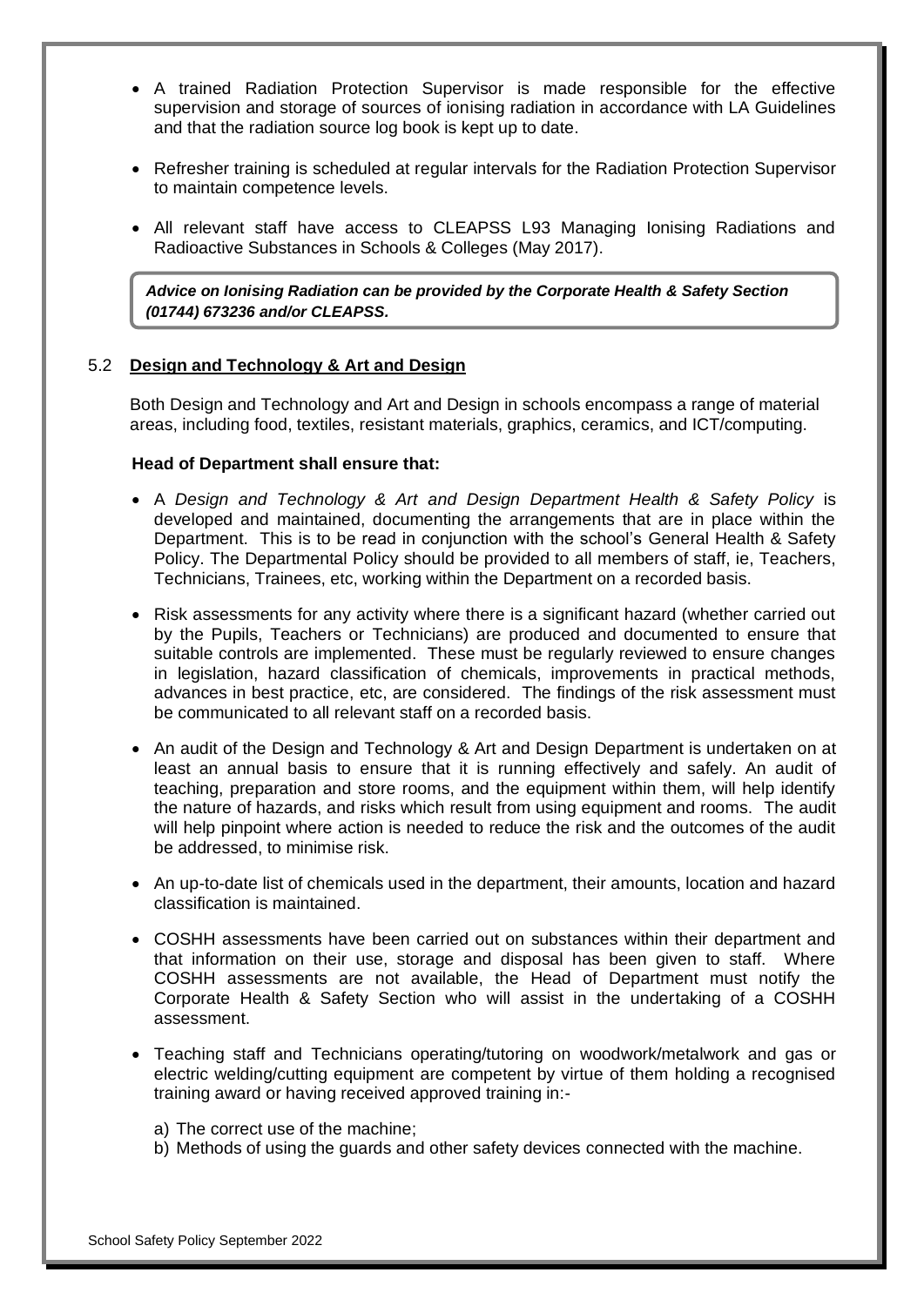- A trained Radiation Protection Supervisor is made responsible for the effective supervision and storage of sources of ionising radiation in accordance with LA Guidelines and that the radiation source log book is kept up to date.

- Refresher training is scheduled at regular intervals for the Radiation Protection Supervisor to maintain competence levels.

- All relevant staff have access to CLEAPSS L93 Managing Ionising Radiations and Radioactive Substances in Schools & Colleges (May 2017).

> ***Advice on Ionising Radiation can be provided by the Corporate Health & Safety Section (01744) 673236 and/or CLEAPSS.***

### 5.2 Design and Technology & Art and Design

Both Design and Technology and Art and Design in schools encompass a range of material areas, including food, textiles, resistant materials, graphics, ceramics, and ICT/computing.

**Head of Department shall ensure that:**

- A *Design and Technology & Art and Design Department Health & Safety Policy* is developed and maintained, documenting the arrangements that are in place within the Department. This is to be read in conjunction with the school's General Health & Safety Policy. The Departmental Policy should be provided to all members of staff, ie, Teachers, Technicians, Trainees, etc, working within the Department on a recorded basis.

- Risk assessments for any activity where there is a significant hazard (whether carried out by the Pupils, Teachers or Technicians) are produced and documented to ensure that suitable controls are implemented. These must be regularly reviewed to ensure changes in legislation, hazard classification of chemicals, improvements in practical methods, advances in best practice, etc, are considered. The findings of the risk assessment must be communicated to all relevant staff on a recorded basis.

- An audit of the Design and Technology & Art and Design Department is undertaken on at least an annual basis to ensure that it is running effectively and safely. An audit of teaching, preparation and store rooms, and the equipment within them, will help identify the nature of hazards, and risks which result from using equipment and rooms. The audit will help pinpoint where action is needed to reduce the risk and the outcomes of the audit be addressed, to minimise risk.

- An up-to-date list of chemicals used in the department, their amounts, location and hazard classification is maintained.

- COSHH assessments have been carried out on substances within their department and that information on their use, storage and disposal has been given to staff. Where COSHH assessments are not available, the Head of Department must notify the Corporate Health & Safety Section who will assist in the undertaking of a COSHH assessment.

- Teaching staff and Technicians operating/tutoring on woodwork/metalwork and gas or electric welding/cutting equipment are competent by virtue of them holding a recognised training award or having received approved training in:-

  a) The correct use of the machine;
  b) Methods of using the guards and other safety devices connected with the machine.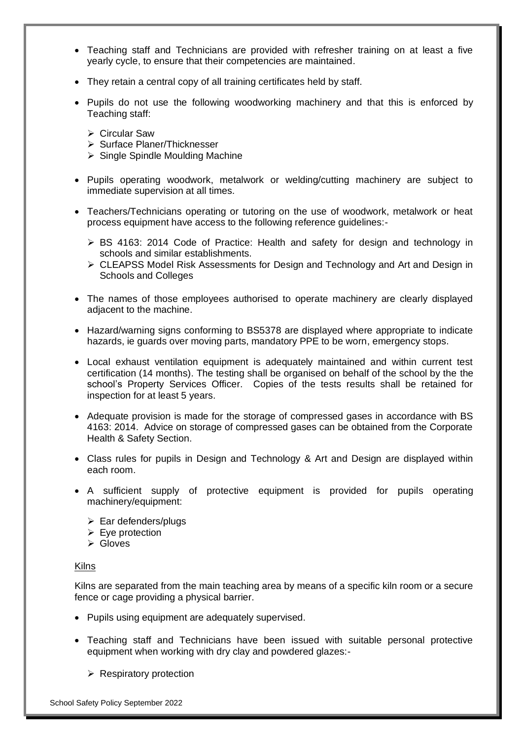- Teaching staff and Technicians are provided with refresher training on at least a five yearly cycle, to ensure that their competencies are maintained.
- They retain a central copy of all training certificates held by staff.
- Pupils do not use the following woodworking machinery and that this is enforced by Teaching staff:
  - Circular Saw
  - Surface Planer/Thicknesser
  - Single Spindle Moulding Machine
- Pupils operating woodwork, metalwork or welding/cutting machinery are subject to immediate supervision at all times.
- Teachers/Technicians operating or tutoring on the use of woodwork, metalwork or heat process equipment have access to the following reference guidelines:-
  - BS 4163: 2014 Code of Practice: Health and safety for design and technology in schools and similar establishments.
  - CLEAPSS Model Risk Assessments for Design and Technology and Art and Design in Schools and Colleges
- The names of those employees authorised to operate machinery are clearly displayed adjacent to the machine.
- Hazard/warning signs conforming to BS5378 are displayed where appropriate to indicate hazards, ie guards over moving parts, mandatory PPE to be worn, emergency stops.
- Local exhaust ventilation equipment is adequately maintained and within current test certification (14 months). The testing shall be organised on behalf of the school by the the school's Property Services Officer. Copies of the tests results shall be retained for inspection for at least 5 years.
- Adequate provision is made for the storage of compressed gases in accordance with BS 4163: 2014. Advice on storage of compressed gases can be obtained from the Corporate Health & Safety Section.
- Class rules for pupils in Design and Technology & Art and Design are displayed within each room.
- A sufficient supply of protective equipment is provided for pupils operating machinery/equipment:
  - Ear defenders/plugs
  - Eye protection
  - Gloves

<u>Kilns</u>

Kilns are separated from the main teaching area by means of a specific kiln room or a secure fence or cage providing a physical barrier.

- Pupils using equipment are adequately supervised.
- Teaching staff and Technicians have been issued with suitable personal protective equipment when working with dry clay and powdered glazes:-
  - Respiratory protection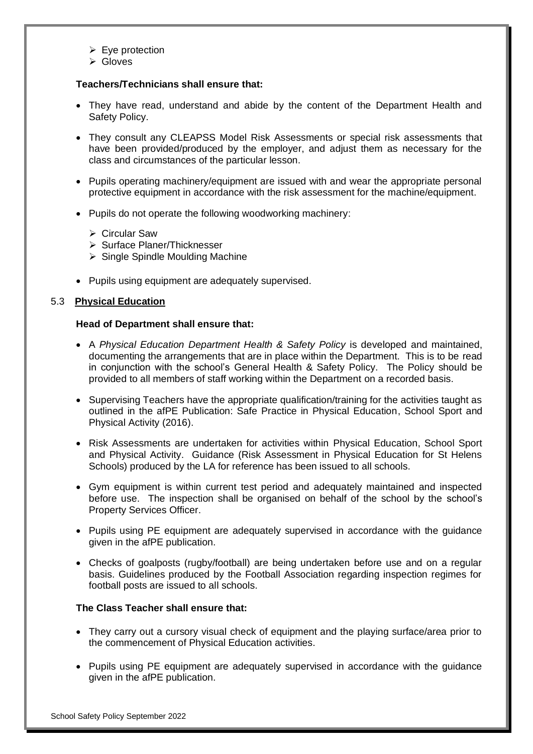- Eye protection
- Gloves

**Teachers/Technicians shall ensure that:**

- They have read, understand and abide by the content of the Department Health and Safety Policy.
- They consult any CLEAPSS Model Risk Assessments or special risk assessments that have been provided/produced by the employer, and adjust them as necessary for the class and circumstances of the particular lesson.
- Pupils operating machinery/equipment are issued with and wear the appropriate personal protective equipment in accordance with the risk assessment for the machine/equipment.
- Pupils do not operate the following woodworking machinery:
  - Circular Saw
  - Surface Planer/Thicknesser
  - Single Spindle Moulding Machine
- Pupils using equipment are adequately supervised.

### 5.3 **Physical Education**

**Head of Department shall ensure that:**

- A *Physical Education Department Health & Safety Policy* is developed and maintained, documenting the arrangements that are in place within the Department. This is to be read in conjunction with the school's General Health & Safety Policy. The Policy should be provided to all members of staff working within the Department on a recorded basis.
- Supervising Teachers have the appropriate qualification/training for the activities taught as outlined in the afPE Publication: Safe Practice in Physical Education, School Sport and Physical Activity (2016).
- Risk Assessments are undertaken for activities within Physical Education, School Sport and Physical Activity. Guidance (Risk Assessment in Physical Education for St Helens Schools) produced by the LA for reference has been issued to all schools.
- Gym equipment is within current test period and adequately maintained and inspected before use. The inspection shall be organised on behalf of the school by the school's Property Services Officer.
- Pupils using PE equipment are adequately supervised in accordance with the guidance given in the afPE publication.
- Checks of goalposts (rugby/football) are being undertaken before use and on a regular basis. Guidelines produced by the Football Association regarding inspection regimes for football posts are issued to all schools.

**The Class Teacher shall ensure that:**

- They carry out a cursory visual check of equipment and the playing surface/area prior to the commencement of Physical Education activities.
- Pupils using PE equipment are adequately supervised in accordance with the guidance given in the afPE publication.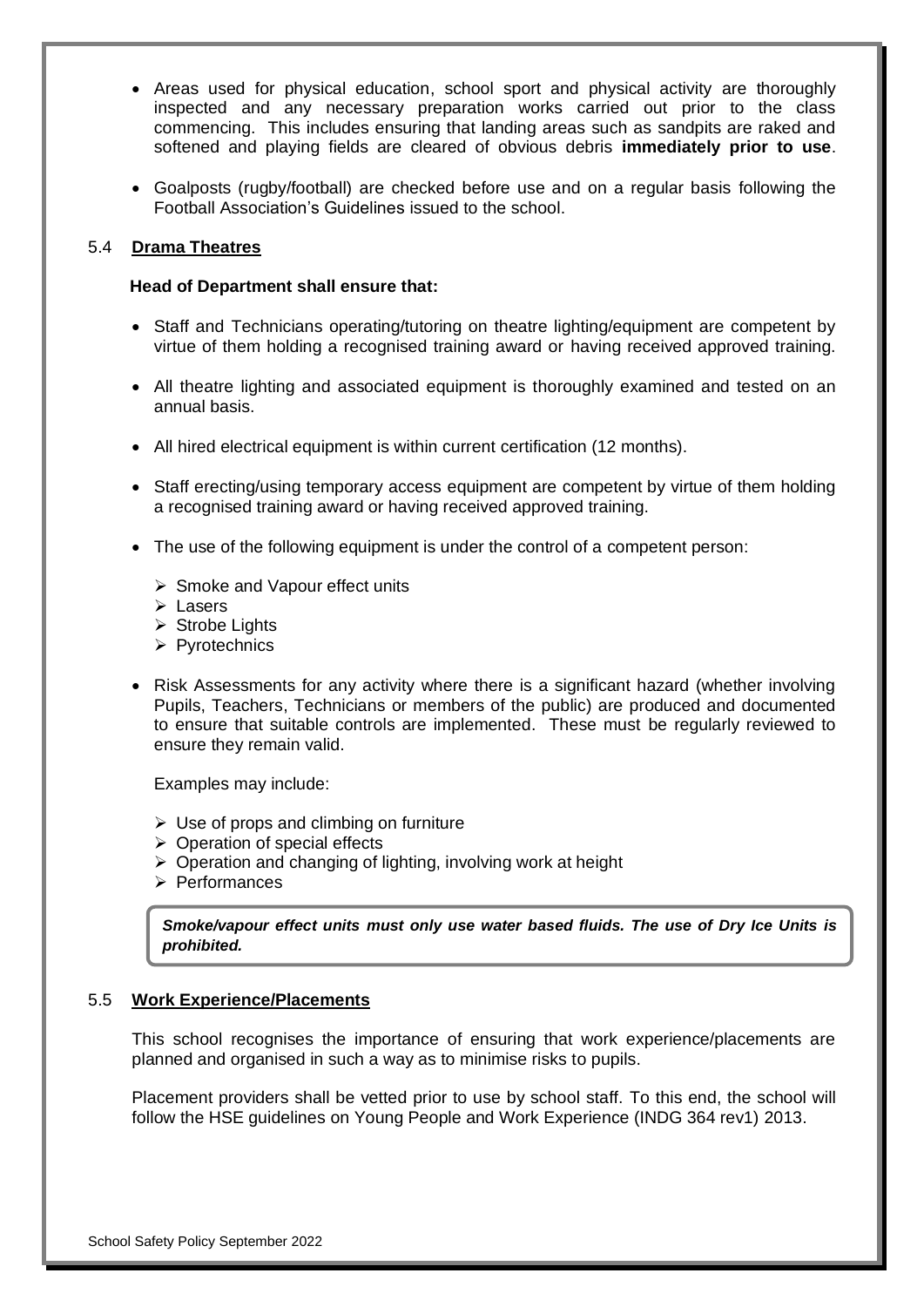- Areas used for physical education, school sport and physical activity are thoroughly inspected and any necessary preparation works carried out prior to the class commencing. This includes ensuring that landing areas such as sandpits are raked and softened and playing fields are cleared of obvious debris **immediately prior to use**.
- Goalposts (rugby/football) are checked before use and on a regular basis following the Football Association's Guidelines issued to the school.

### 5.4 Drama Theatres

**Head of Department shall ensure that:**

- Staff and Technicians operating/tutoring on theatre lighting/equipment are competent by virtue of them holding a recognised training award or having received approved training.
- All theatre lighting and associated equipment is thoroughly examined and tested on an annual basis.
- All hired electrical equipment is within current certification (12 months).
- Staff erecting/using temporary access equipment are competent by virtue of them holding a recognised training award or having received approved training.
- The use of the following equipment is under the control of a competent person:
  - Smoke and Vapour effect units
  - Lasers
  - Strobe Lights
  - Pyrotechnics
- Risk Assessments for any activity where there is a significant hazard (whether involving Pupils, Teachers, Technicians or members of the public) are produced and documented to ensure that suitable controls are implemented. These must be regularly reviewed to ensure they remain valid.

  Examples may include:

  - Use of props and climbing on furniture
  - Operation of special effects
  - Operation and changing of lighting, involving work at height
  - Performances

***Smoke/vapour effect units must only use water based fluids. The use of Dry Ice Units is prohibited.***

### 5.5 Work Experience/Placements

This school recognises the importance of ensuring that work experience/placements are planned and organised in such a way as to minimise risks to pupils.

Placement providers shall be vetted prior to use by school staff. To this end, the school will follow the HSE guidelines on Young People and Work Experience (INDG 364 rev1) 2013.